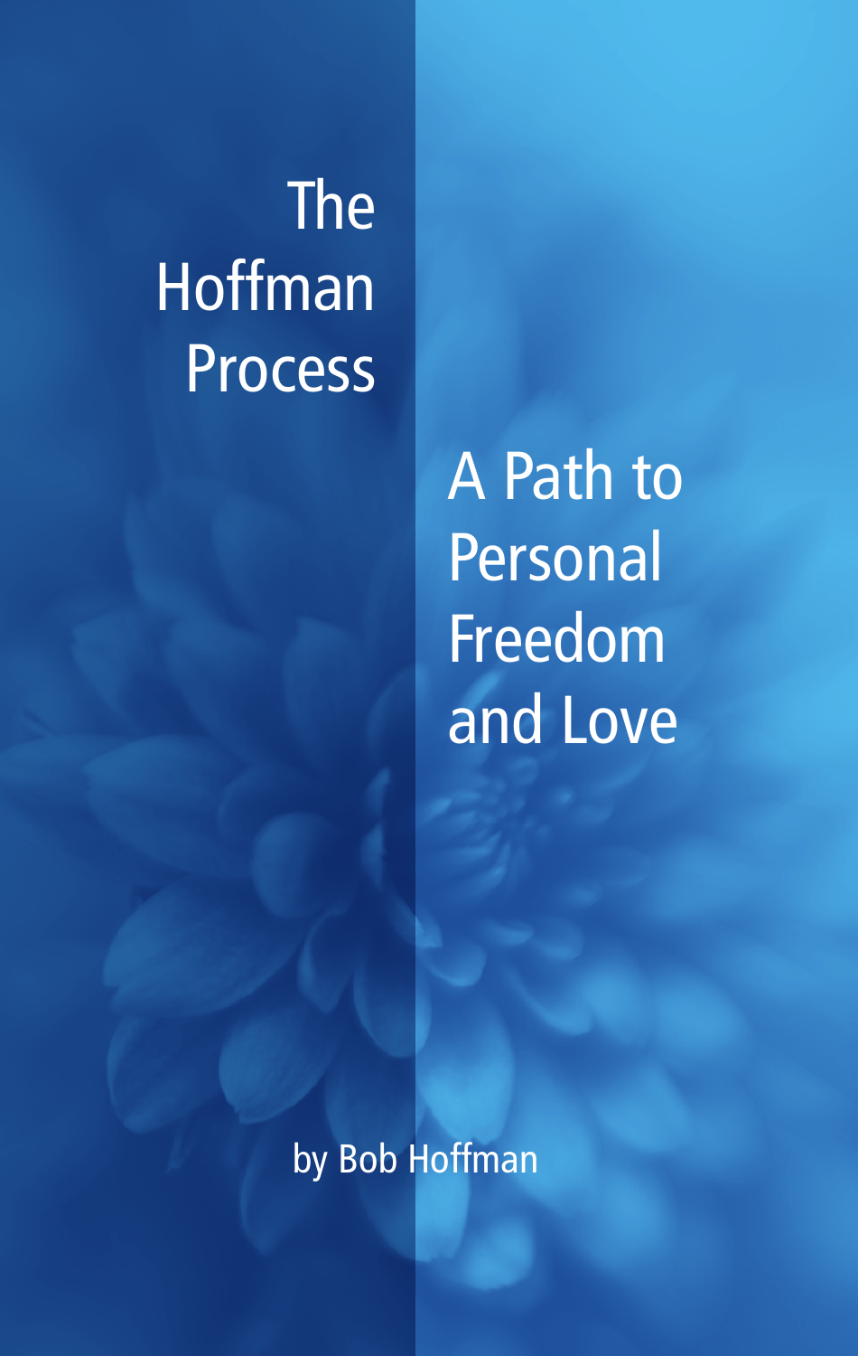# The Hoffman Process

## A Path to Personal Freedom and Love

by Bob Hoffman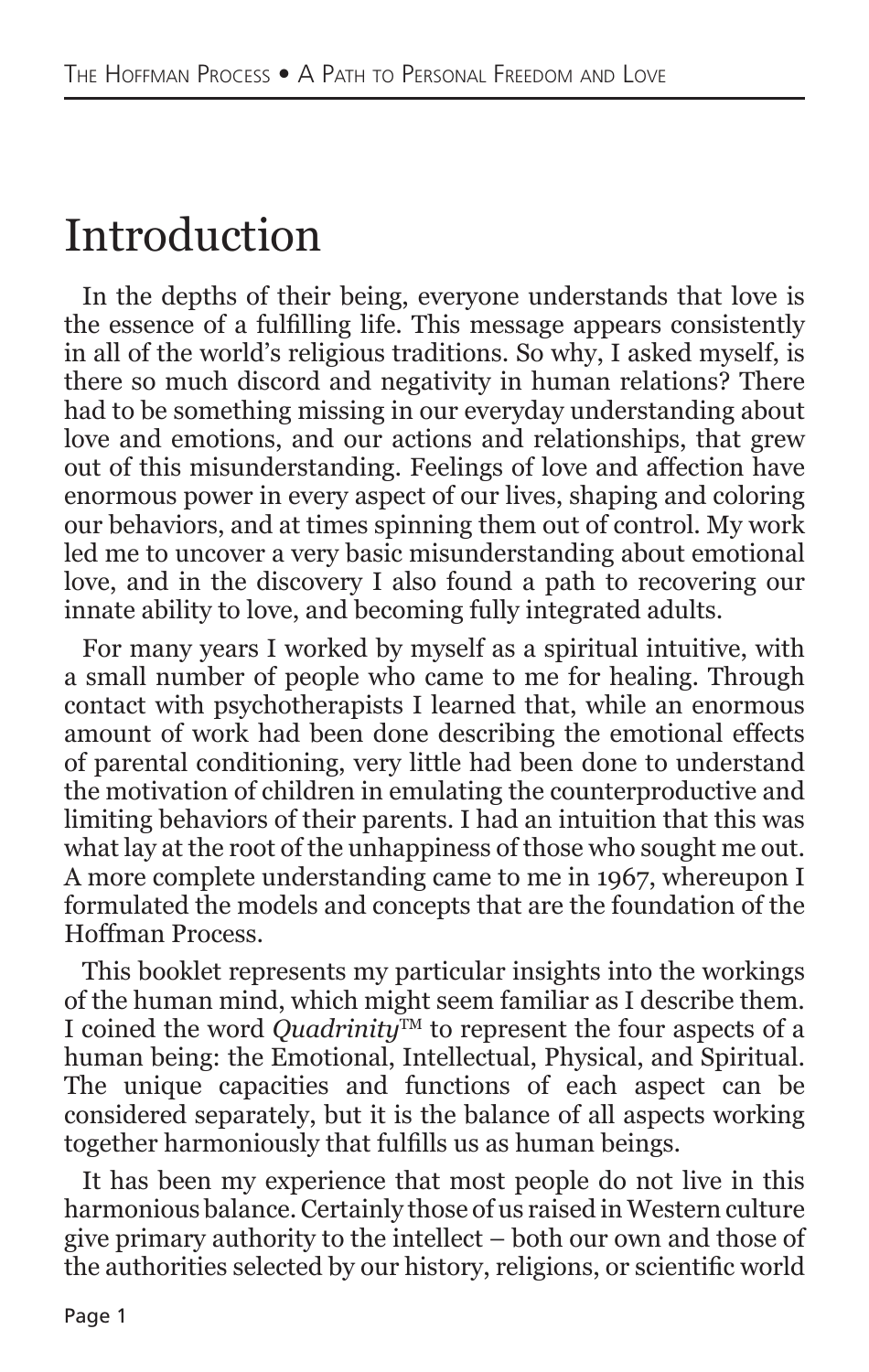# Introduction

In the depths of their being, everyone understands that love is the essence of a fulfilling life. This message appears consistently in all of the world's religious traditions. So why, I asked myself, is there so much discord and negativity in human relations? There had to be something missing in our everyday understanding about love and emotions, and our actions and relationships, that grew out of this misunderstanding. Feelings of love and affection have enormous power in every aspect of our lives, shaping and coloring our behaviors, and at times spinning them out of control. My work led me to uncover a very basic misunderstanding about emotional love, and in the discovery I also found a path to recovering our innate ability to love, and becoming fully integrated adults.

For many years I worked by myself as a spiritual intuitive, with a small number of people who came to me for healing. Through contact with psychotherapists I learned that, while an enormous amount of work had been done describing the emotional effects of parental conditioning, very little had been done to understand the motivation of children in emulating the counterproductive and limiting behaviors of their parents. I had an intuition that this was what lay at the root of the unhappiness of those who sought me out. A more complete understanding came to me in 1967, whereupon I formulated the models and concepts that are the foundation of the Hoffman Process.

This booklet represents my particular insights into the workings of the human mind, which might seem familiar as I describe them. I coined the word *Quadrinity*™ to represent the four aspects of a human being: the Emotional, Intellectual, Physical, and Spiritual. The unique capacities and functions of each aspect can be considered separately, but it is the balance of all aspects working together harmoniously that fulfills us as human beings.

It has been my experience that most people do not live in this harmonious balance. Certainly those of us raised in Western culture give primary authority to the intellect – both our own and those of the authorities selected by our history, religions, or scientific world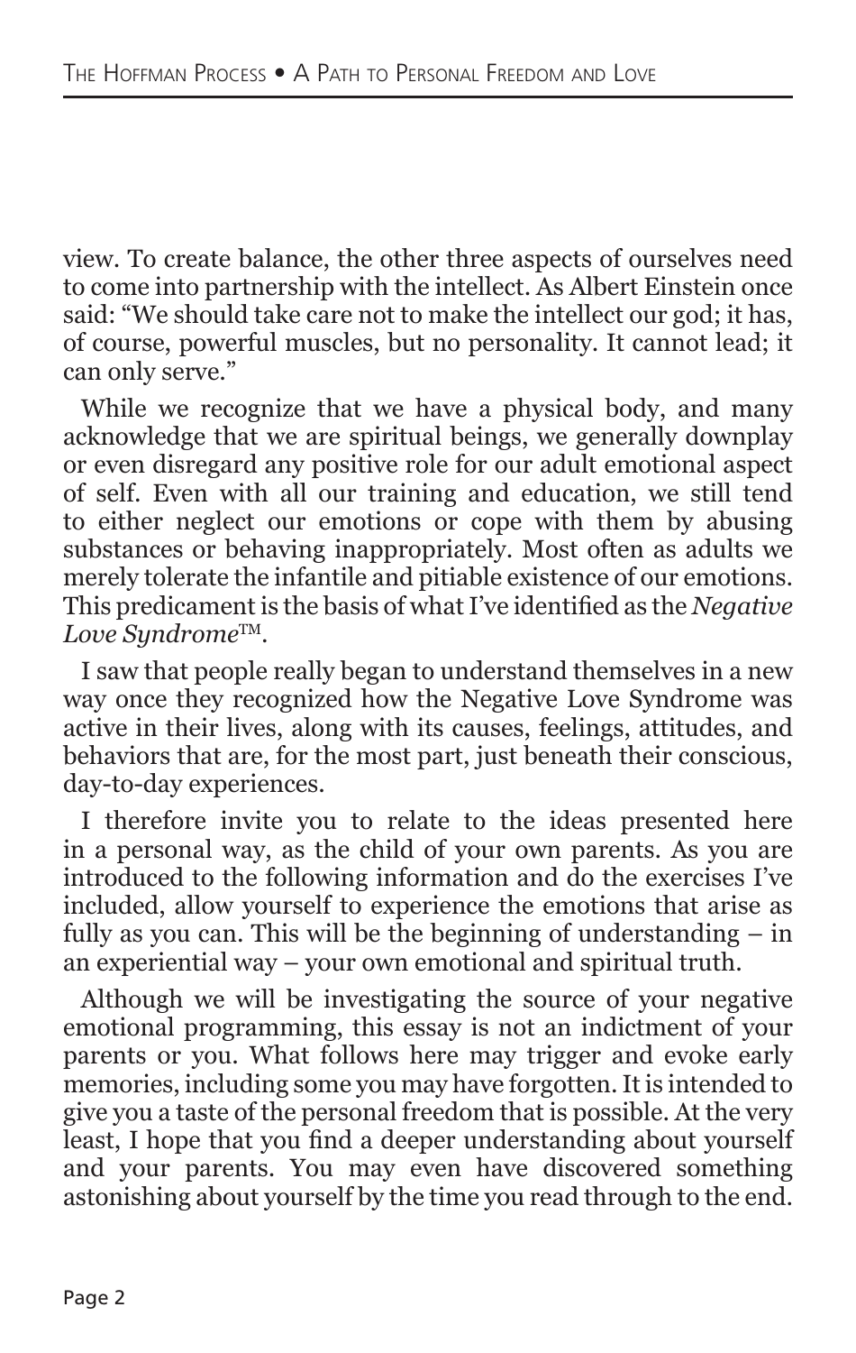view. To create balance, the other three aspects of ourselves need to come into partnership with the intellect. As Albert Einstein once said: "We should take care not to make the intellect our god; it has, of course, powerful muscles, but no personality. It cannot lead; it can only serve."

While we recognize that we have a physical body, and many acknowledge that we are spiritual beings, we generally downplay or even disregard any positive role for our adult emotional aspect of self. Even with all our training and education, we still tend to either neglect our emotions or cope with them by abusing substances or behaving inappropriately. Most often as adults we merely tolerate the infantile and pitiable existence of our emotions. This predicament is the basis of what I've identified as the *Negative Love Syndrome*™.

I saw that people really began to understand themselves in a new way once they recognized how the Negative Love Syndrome was active in their lives, along with its causes, feelings, attitudes, and behaviors that are, for the most part, just beneath their conscious, day-to-day experiences.

I therefore invite you to relate to the ideas presented here in a personal way, as the child of your own parents. As you are introduced to the following information and do the exercises I've included, allow yourself to experience the emotions that arise as fully as you can. This will be the beginning of understanding – in an experiential way – your own emotional and spiritual truth.

Although we will be investigating the source of your negative emotional programming, this essay is not an indictment of your parents or you. What follows here may trigger and evoke early memories, including some you may have forgotten. It is intended to give you a taste of the personal freedom that is possible. At the very least, I hope that you find a deeper understanding about yourself and your parents. You may even have discovered something astonishing about yourself by the time you read through to the end.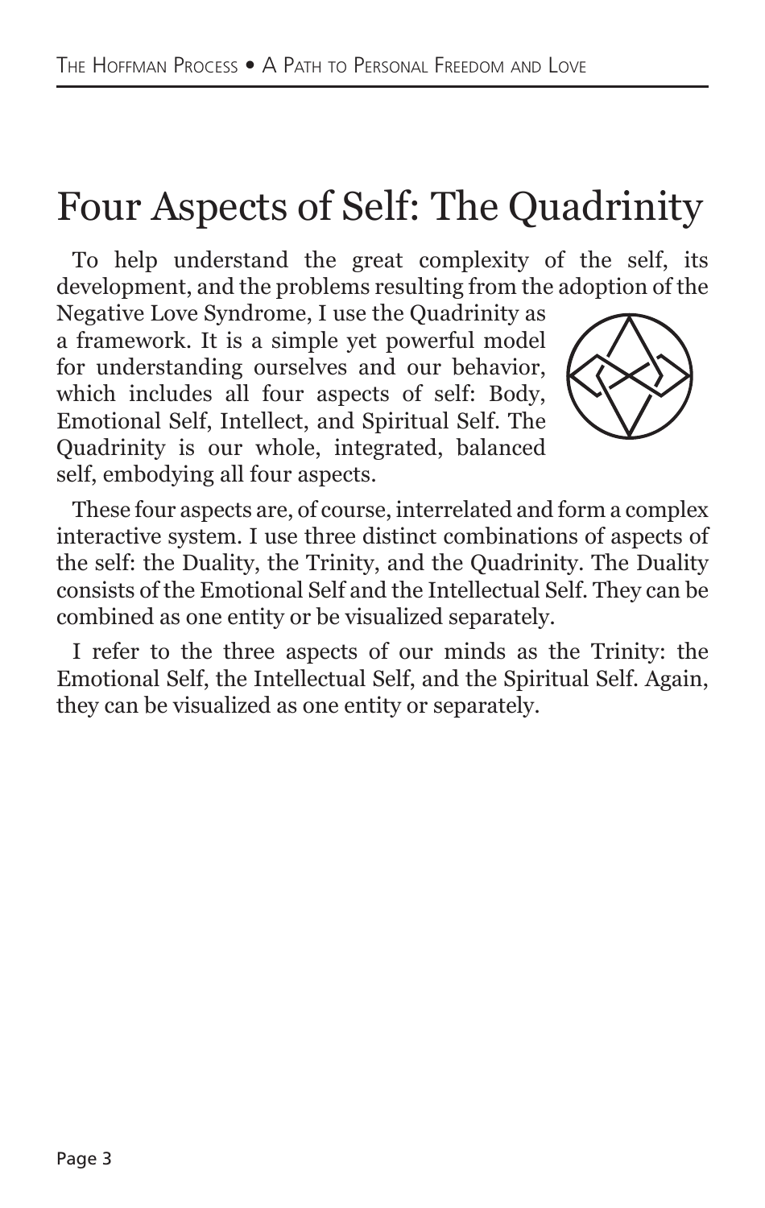# Four Aspects of Self: The Quadrinity

To help understand the great complexity of the self, its development, and the problems resulting from the adoption of the Negative Love Syndrome, I use the Quadrinity as a framework. It is a simple yet powerful model for understanding ourselves and our behavior, which includes all four aspects of self: Body, Emotional Self, Intellect, and Spiritual Self. The Quadrinity is our whole, integrated, balanced self, embodying all four aspects.

These four aspects are, of course, interrelated and form a complex interactive system. I use three distinct combinations of aspects of the self: the Duality, the Trinity, and the Quadrinity. The Duality consists of the Emotional Self and the Intellectual Self. They can be combined as one entity or be visualized separately.

I refer to the three aspects of our minds as the Trinity: the Emotional Self, the Intellectual Self, and the Spiritual Self. Again, they can be visualized as one entity or separately.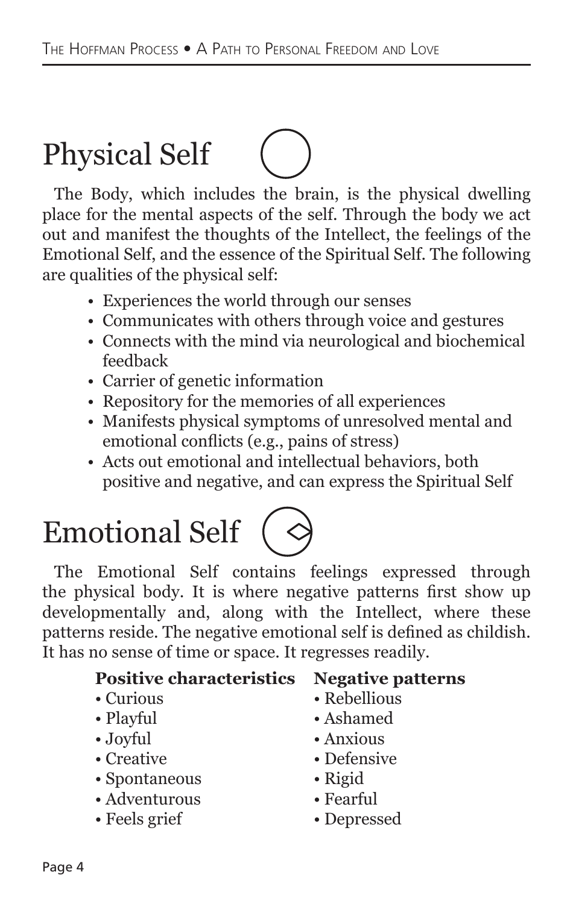# Physical Self

The Body, which includes the brain, is the physical dwelling place for the mental aspects of the self. Through the body we act out and manifest the thoughts of the Intellect, the feelings of the Emotional Self, and the essence of the Spiritual Self. The following are qualities of the physical self:

- Experiences the world through our senses
- Communicates with others through voice and gestures
- Connects with the mind via neurological and biochemical feedback
- Carrier of genetic information
- Repository for the memories of all experiences
- Manifests physical symptoms of unresolved mental and emotional conflicts (e.g., pains of stress)
- Acts out emotional and intellectual behaviors, both positive and negative, and can express the Spiritual Self

# Emotional Self

The Emotional Self contains feelings expressed through the physical body. It is where negative patterns first show up developmentally and, along with the Intellect, where these patterns reside. The negative emotional self is defined as childish. It has no sense of time or space. It regresses readily.

| **Positive characteristics** | **Negative patterns** |
| --- | --- |
| • Curious | • Rebellious |
| • Playful | • Ashamed |
| • Joyful | • Anxious |
| • Creative | • Defensive |
| • Spontaneous | • Rigid |
| • Adventurous | • Fearful |
| • Feels grief | • Depressed |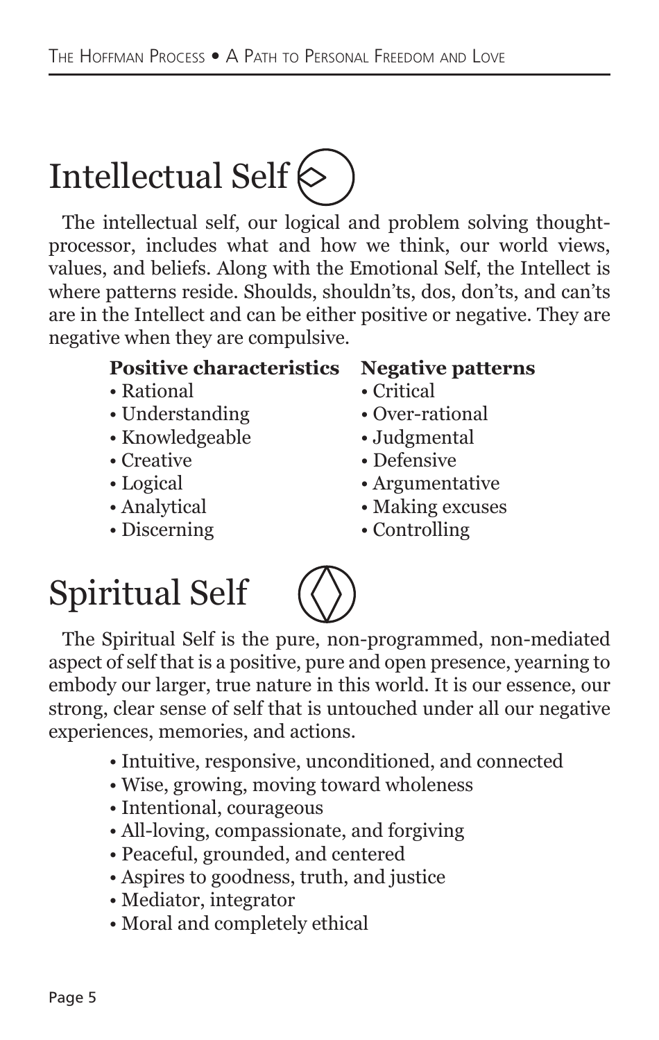# Intellectual Self

The intellectual self, our logical and problem solving thought-processor, includes what and how we think, our world views, values, and beliefs. Along with the Emotional Self, the Intellect is where patterns reside. Shoulds, shouldn'ts, dos, don'ts, and can'ts are in the Intellect and can be either positive or negative. They are negative when they are compulsive.

**Positive characteristics**

- Rational
- Understanding
- Knowledgeable
- Creative
- Logical
- Analytical
- Discerning

**Negative patterns**

- Critical
- Over-rational
- Judgmental
- Defensive
- Argumentative
- Making excuses
- Controlling

# Spiritual Self

The Spiritual Self is the pure, non-programmed, non-mediated aspect of self that is a positive, pure and open presence, yearning to embody our larger, true nature in this world. It is our essence, our strong, clear sense of self that is untouched under all our negative experiences, memories, and actions.

- Intuitive, responsive, unconditioned, and connected
- Wise, growing, moving toward wholeness
- Intentional, courageous
- All-loving, compassionate, and forgiving
- Peaceful, grounded, and centered
- Aspires to goodness, truth, and justice
- Mediator, integrator
- Moral and completely ethical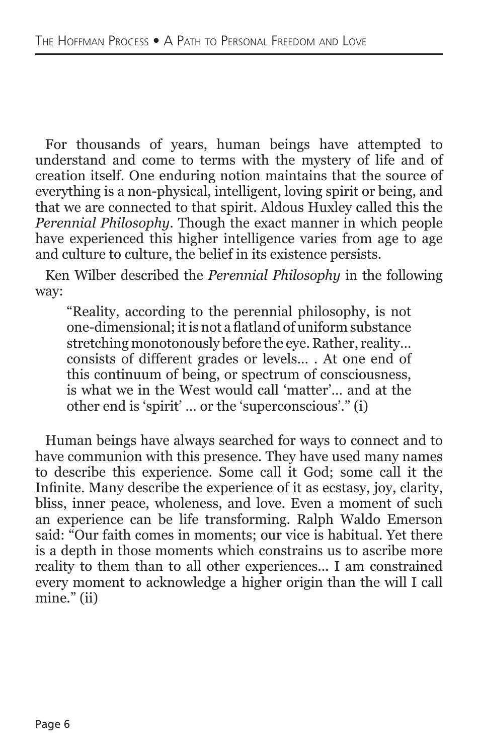For thousands of years, human beings have attempted to understand and come to terms with the mystery of life and of creation itself. One enduring notion maintains that the source of everything is a non-physical, intelligent, loving spirit or being, and that we are connected to that spirit. Aldous Huxley called this the *Perennial Philosophy*. Though the exact manner in which people have experienced this higher intelligence varies from age to age and culture to culture, the belief in its existence persists.

Ken Wilber described the *Perennial Philosophy* in the following way:

> "Reality, according to the perennial philosophy, is not one-dimensional; it is not a flatland of uniform substance stretching monotonously before the eye. Rather, reality… consists of different grades or levels… . At one end of this continuum of being, or spectrum of consciousness, is what we in the West would call 'matter'… and at the other end is 'spirit' … or the 'superconscious'." (i)

Human beings have always searched for ways to connect and to have communion with this presence. They have used many names to describe this experience. Some call it God; some call it the Infinite. Many describe the experience of it as ecstasy, joy, clarity, bliss, inner peace, wholeness, and love. Even a moment of such an experience can be life transforming. Ralph Waldo Emerson said: "Our faith comes in moments; our vice is habitual. Yet there is a depth in those moments which constrains us to ascribe more reality to them than to all other experiences… I am constrained every moment to acknowledge a higher origin than the will I call mine." (ii)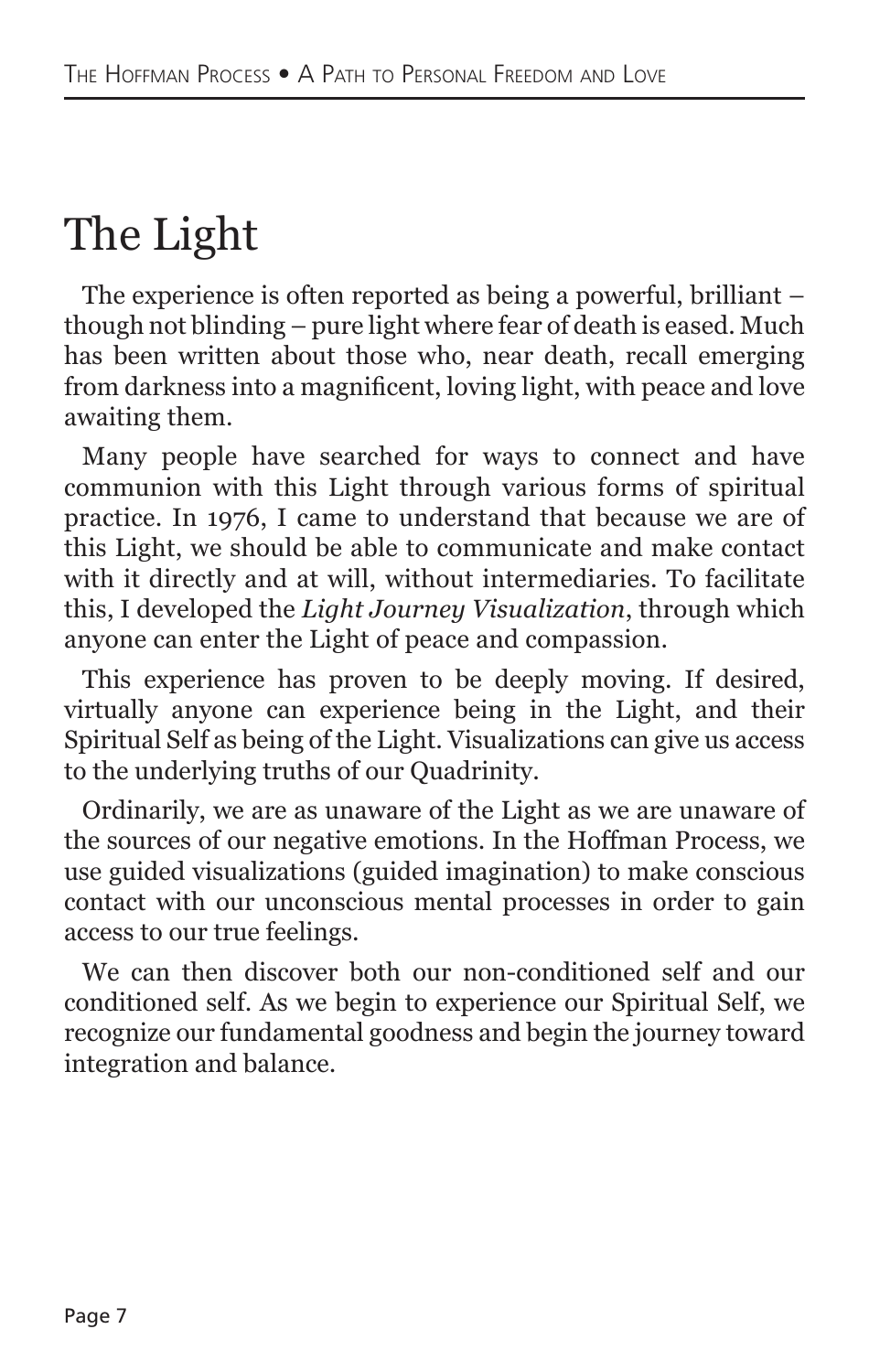# The Light

The experience is often reported as being a powerful, brilliant – though not blinding – pure light where fear of death is eased. Much has been written about those who, near death, recall emerging from darkness into a magnificent, loving light, with peace and love awaiting them.

Many people have searched for ways to connect and have communion with this Light through various forms of spiritual practice. In 1976, I came to understand that because we are of this Light, we should be able to communicate and make contact with it directly and at will, without intermediaries. To facilitate this, I developed the *Light Journey Visualization*, through which anyone can enter the Light of peace and compassion.

This experience has proven to be deeply moving. If desired, virtually anyone can experience being in the Light, and their Spiritual Self as being of the Light. Visualizations can give us access to the underlying truths of our Quadrinity.

Ordinarily, we are as unaware of the Light as we are unaware of the sources of our negative emotions. In the Hoffman Process, we use guided visualizations (guided imagination) to make conscious contact with our unconscious mental processes in order to gain access to our true feelings.

We can then discover both our non-conditioned self and our conditioned self. As we begin to experience our Spiritual Self, we recognize our fundamental goodness and begin the journey toward integration and balance.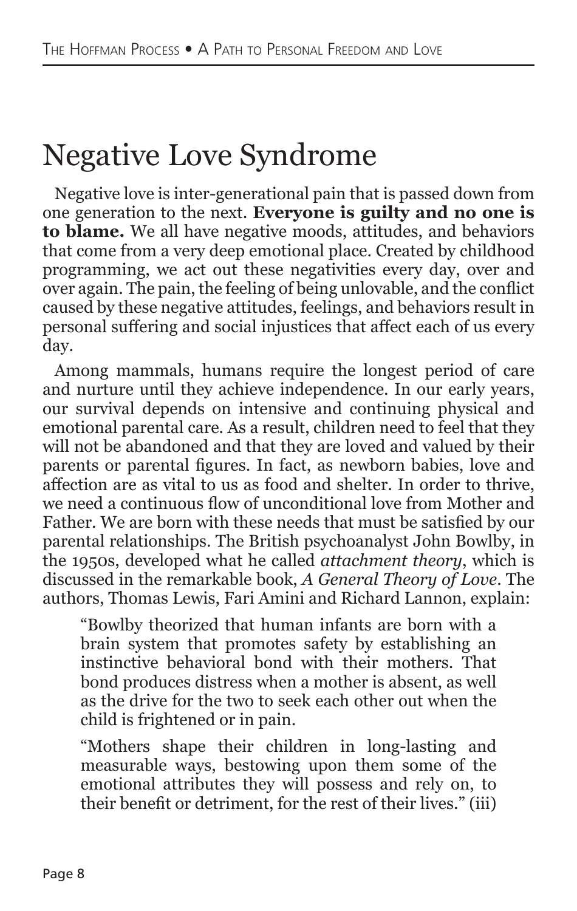# Negative Love Syndrome

Negative love is inter-generational pain that is passed down from one generation to the next. **Everyone is guilty and no one is to blame.** We all have negative moods, attitudes, and behaviors that come from a very deep emotional place. Created by childhood programming, we act out these negativities every day, over and over again. The pain, the feeling of being unlovable, and the conflict caused by these negative attitudes, feelings, and behaviors result in personal suffering and social injustices that affect each of us every day.

Among mammals, humans require the longest period of care and nurture until they achieve independence. In our early years, our survival depends on intensive and continuing physical and emotional parental care. As a result, children need to feel that they will not be abandoned and that they are loved and valued by their parents or parental figures. In fact, as newborn babies, love and affection are as vital to us as food and shelter. In order to thrive, we need a continuous flow of unconditional love from Mother and Father. We are born with these needs that must be satisfied by our parental relationships. The British psychoanalyst John Bowlby, in the 1950s, developed what he called *attachment theory*, which is discussed in the remarkable book, *A General Theory of Love*. The authors, Thomas Lewis, Fari Amini and Richard Lannon, explain:

> "Bowlby theorized that human infants are born with a brain system that promotes safety by establishing an instinctive behavioral bond with their mothers. That bond produces distress when a mother is absent, as well as the drive for the two to seek each other out when the child is frightened or in pain.
>
> "Mothers shape their children in long-lasting and measurable ways, bestowing upon them some of the emotional attributes they will possess and rely on, to their benefit or detriment, for the rest of their lives." (iii)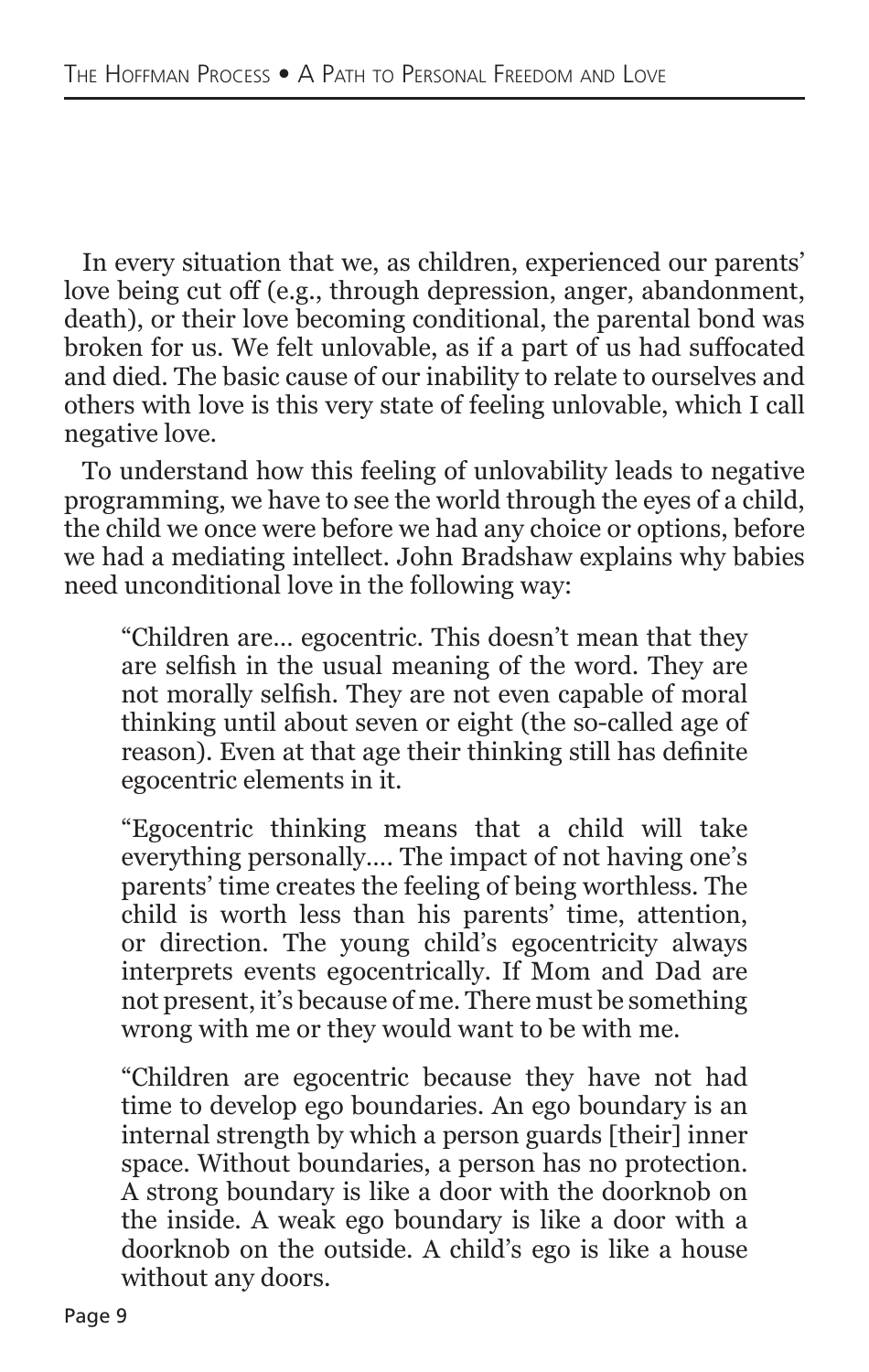In every situation that we, as children, experienced our parents' love being cut off (e.g., through depression, anger, abandonment, death), or their love becoming conditional, the parental bond was broken for us. We felt unlovable, as if a part of us had suffocated and died. The basic cause of our inability to relate to ourselves and others with love is this very state of feeling unlovable, which I call negative love.

To understand how this feeling of unlovability leads to negative programming, we have to see the world through the eyes of a child, the child we once were before we had any choice or options, before we had a mediating intellect. John Bradshaw explains why babies need unconditional love in the following way:

> "Children are... egocentric. This doesn't mean that they are selfish in the usual meaning of the word. They are not morally selfish. They are not even capable of moral thinking until about seven or eight (the so-called age of reason). Even at that age their thinking still has definite egocentric elements in it.
>
> "Egocentric thinking means that a child will take everything personally.... The impact of not having one's parents' time creates the feeling of being worthless. The child is worth less than his parents' time, attention, or direction. The young child's egocentricity always interprets events egocentrically. If Mom and Dad are not present, it's because of me. There must be something wrong with me or they would want to be with me.
>
> "Children are egocentric because they have not had time to develop ego boundaries. An ego boundary is an internal strength by which a person guards [their] inner space. Without boundaries, a person has no protection. A strong boundary is like a door with the doorknob on the inside. A weak ego boundary is like a door with a doorknob on the outside. A child's ego is like a house without any doors.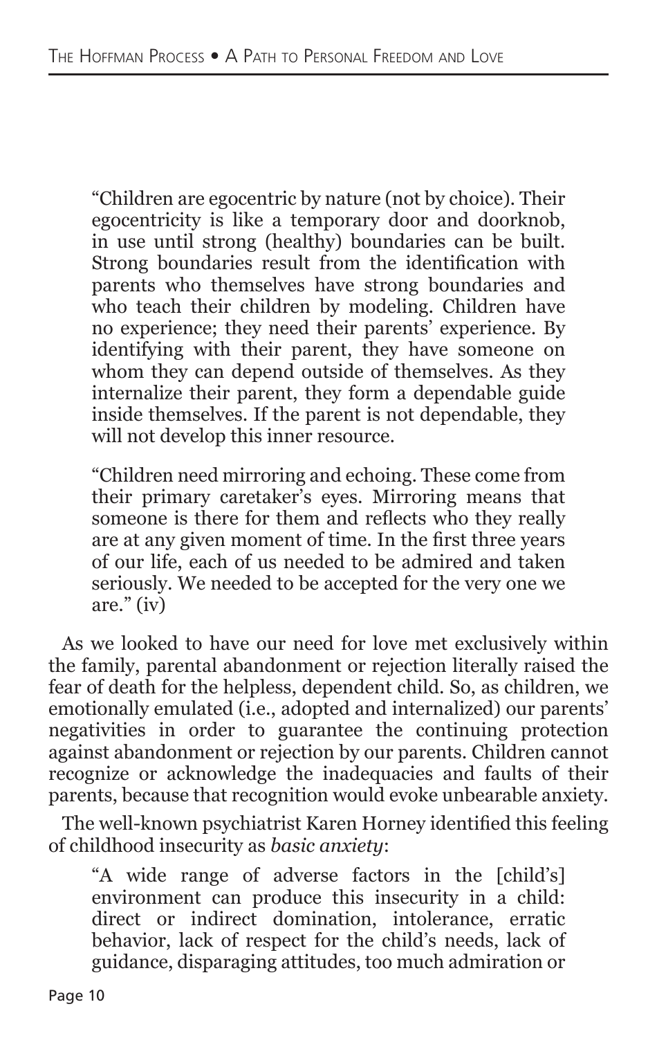> "Children are egocentric by nature (not by choice). Their egocentricity is like a temporary door and doorknob, in use until strong (healthy) boundaries can be built. Strong boundaries result from the identification with parents who themselves have strong boundaries and who teach their children by modeling. Children have no experience; they need their parents' experience. By identifying with their parent, they have someone on whom they can depend outside of themselves. As they internalize their parent, they form a dependable guide inside themselves. If the parent is not dependable, they will not develop this inner resource.
>
> "Children need mirroring and echoing. These come from their primary caretaker's eyes. Mirroring means that someone is there for them and reflects who they really are at any given moment of time. In the first three years of our life, each of us needed to be admired and taken seriously. We needed to be accepted for the very one we are." (iv)

As we looked to have our need for love met exclusively within the family, parental abandonment or rejection literally raised the fear of death for the helpless, dependent child. So, as children, we emotionally emulated (i.e., adopted and internalized) our parents' negativities in order to guarantee the continuing protection against abandonment or rejection by our parents. Children cannot recognize or acknowledge the inadequacies and faults of their parents, because that recognition would evoke unbearable anxiety.

The well-known psychiatrist Karen Horney identified this feeling of childhood insecurity as *basic anxiety*:

> "A wide range of adverse factors in the [child's] environment can produce this insecurity in a child: direct or indirect domination, intolerance, erratic behavior, lack of respect for the child's needs, lack of guidance, disparaging attitudes, too much admiration or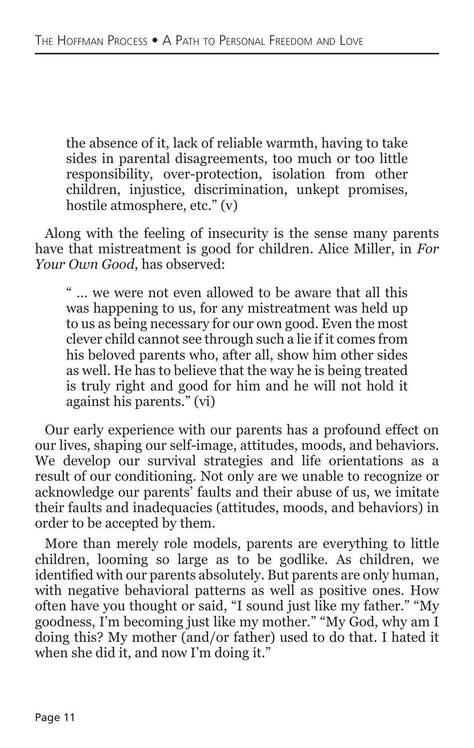> the absence of it, lack of reliable warmth, having to take sides in parental disagreements, too much or too little responsibility, over-protection, isolation from other children, injustice, discrimination, unkept promises, hostile atmosphere, etc." (v)

Along with the feeling of insecurity is the sense many parents have that mistreatment is good for children. Alice Miller, in *For Your Own Good*, has observed:

> " ... we were not even allowed to be aware that all this was happening to us, for any mistreatment was held up to us as being necessary for our own good. Even the most clever child cannot see through such a lie if it comes from his beloved parents who, after all, show him other sides as well. He has to believe that the way he is being treated is truly right and good for him and he will not hold it against his parents." (vi)

Our early experience with our parents has a profound effect on our lives, shaping our self-image, attitudes, moods, and behaviors. We develop our survival strategies and life orientations as a result of our conditioning. Not only are we unable to recognize or acknowledge our parents' faults and their abuse of us, we imitate their faults and inadequacies (attitudes, moods, and behaviors) in order to be accepted by them.

More than merely role models, parents are everything to little children, looming so large as to be godlike. As children, we identified with our parents absolutely. But parents are only human, with negative behavioral patterns as well as positive ones. How often have you thought or said, "I sound just like my father." "My goodness, I'm becoming just like my mother." "My God, why am I doing this? My mother (and/or father) used to do that. I hated it when she did it, and now I'm doing it."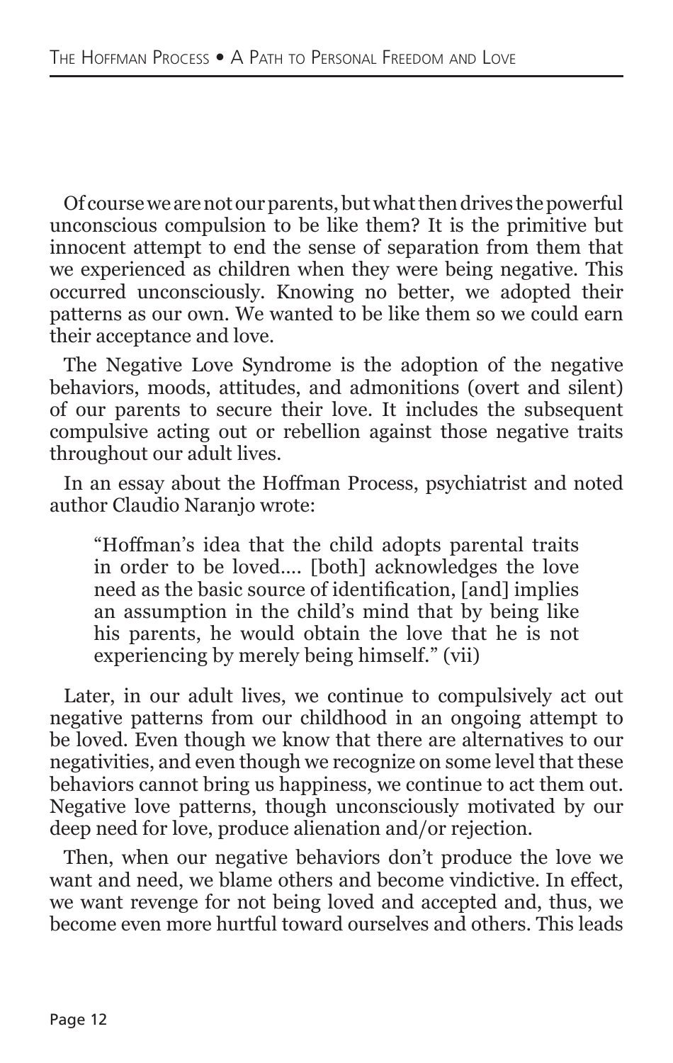Of course we are not our parents, but what then drives the powerful unconscious compulsion to be like them? It is the primitive but innocent attempt to end the sense of separation from them that we experienced as children when they were being negative. This occurred unconsciously. Knowing no better, we adopted their patterns as our own. We wanted to be like them so we could earn their acceptance and love.

The Negative Love Syndrome is the adoption of the negative behaviors, moods, attitudes, and admonitions (overt and silent) of our parents to secure their love. It includes the subsequent compulsive acting out or rebellion against those negative traits throughout our adult lives.

In an essay about the Hoffman Process, psychiatrist and noted author Claudio Naranjo wrote:

> "Hoffman's idea that the child adopts parental traits in order to be loved.... [both] acknowledges the love need as the basic source of identification, [and] implies an assumption in the child's mind that by being like his parents, he would obtain the love that he is not experiencing by merely being himself." (vii)

Later, in our adult lives, we continue to compulsively act out negative patterns from our childhood in an ongoing attempt to be loved. Even though we know that there are alternatives to our negativities, and even though we recognize on some level that these behaviors cannot bring us happiness, we continue to act them out. Negative love patterns, though unconsciously motivated by our deep need for love, produce alienation and/or rejection.

Then, when our negative behaviors don't produce the love we want and need, we blame others and become vindictive. In effect, we want revenge for not being loved and accepted and, thus, we become even more hurtful toward ourselves and others. This leads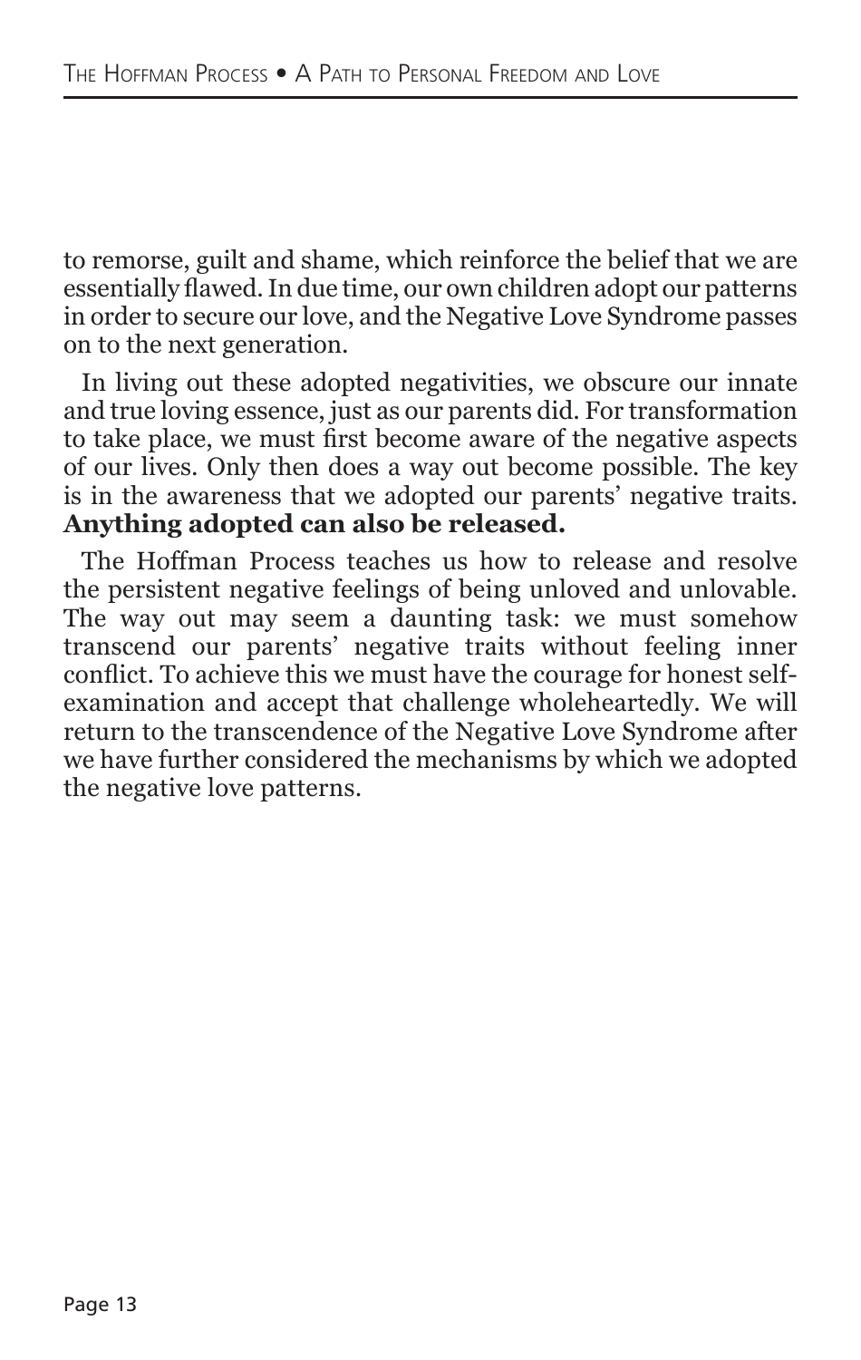to remorse, guilt and shame, which reinforce the belief that we are essentially flawed. In due time, our own children adopt our patterns in order to secure our love, and the Negative Love Syndrome passes on to the next generation.

In living out these adopted negativities, we obscure our innate and true loving essence, just as our parents did. For transformation to take place, we must first become aware of the negative aspects of our lives. Only then does a way out become possible. The key is in the awareness that we adopted our parents' negative traits. **Anything adopted can also be released.**

The Hoffman Process teaches us how to release and resolve the persistent negative feelings of being unloved and unlovable. The way out may seem a daunting task: we must somehow transcend our parents' negative traits without feeling inner conflict. To achieve this we must have the courage for honest self-examination and accept that challenge wholeheartedly. We will return to the transcendence of the Negative Love Syndrome after we have further considered the mechanisms by which we adopted the negative love patterns.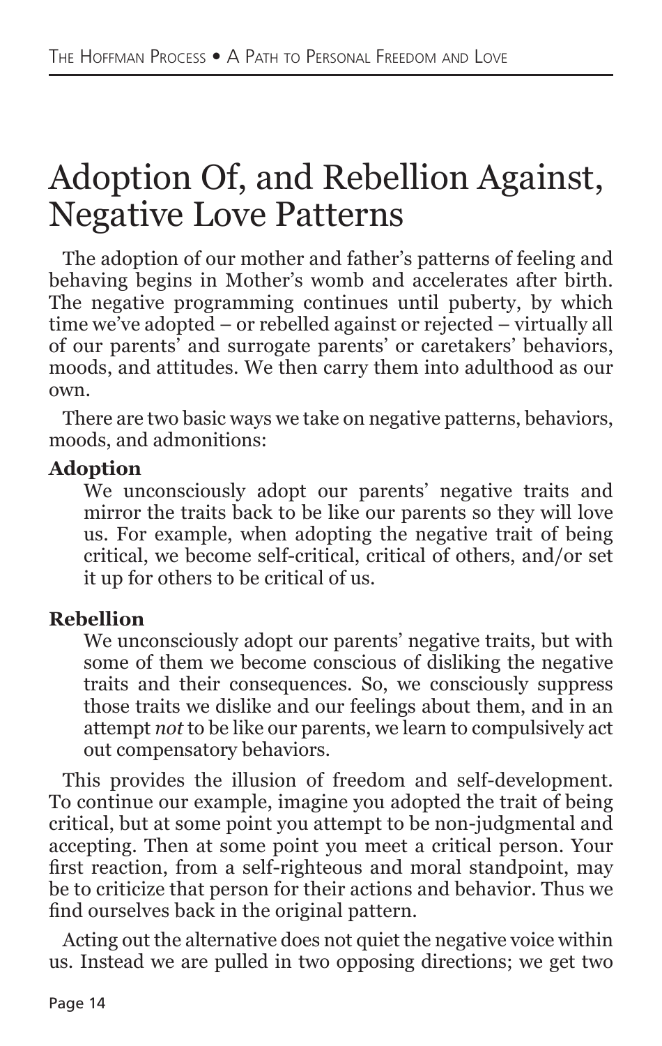# Adoption Of, and Rebellion Against, Negative Love Patterns

The adoption of our mother and father's patterns of feeling and behaving begins in Mother's womb and accelerates after birth. The negative programming continues until puberty, by which time we've adopted – or rebelled against or rejected – virtually all of our parents' and surrogate parents' or caretakers' behaviors, moods, and attitudes. We then carry them into adulthood as our own.

There are two basic ways we take on negative patterns, behaviors, moods, and admonitions:

**Adoption**

We unconsciously adopt our parents' negative traits and mirror the traits back to be like our parents so they will love us. For example, when adopting the negative trait of being critical, we become self-critical, critical of others, and/or set it up for others to be critical of us.

**Rebellion**

We unconsciously adopt our parents' negative traits, but with some of them we become conscious of disliking the negative traits and their consequences. So, we consciously suppress those traits we dislike and our feelings about them, and in an attempt *not* to be like our parents, we learn to compulsively act out compensatory behaviors.

This provides the illusion of freedom and self-development. To continue our example, imagine you adopted the trait of being critical, but at some point you attempt to be non-judgmental and accepting. Then at some point you meet a critical person. Your first reaction, from a self-righteous and moral standpoint, may be to criticize that person for their actions and behavior. Thus we find ourselves back in the original pattern.

Acting out the alternative does not quiet the negative voice within us. Instead we are pulled in two opposing directions; we get two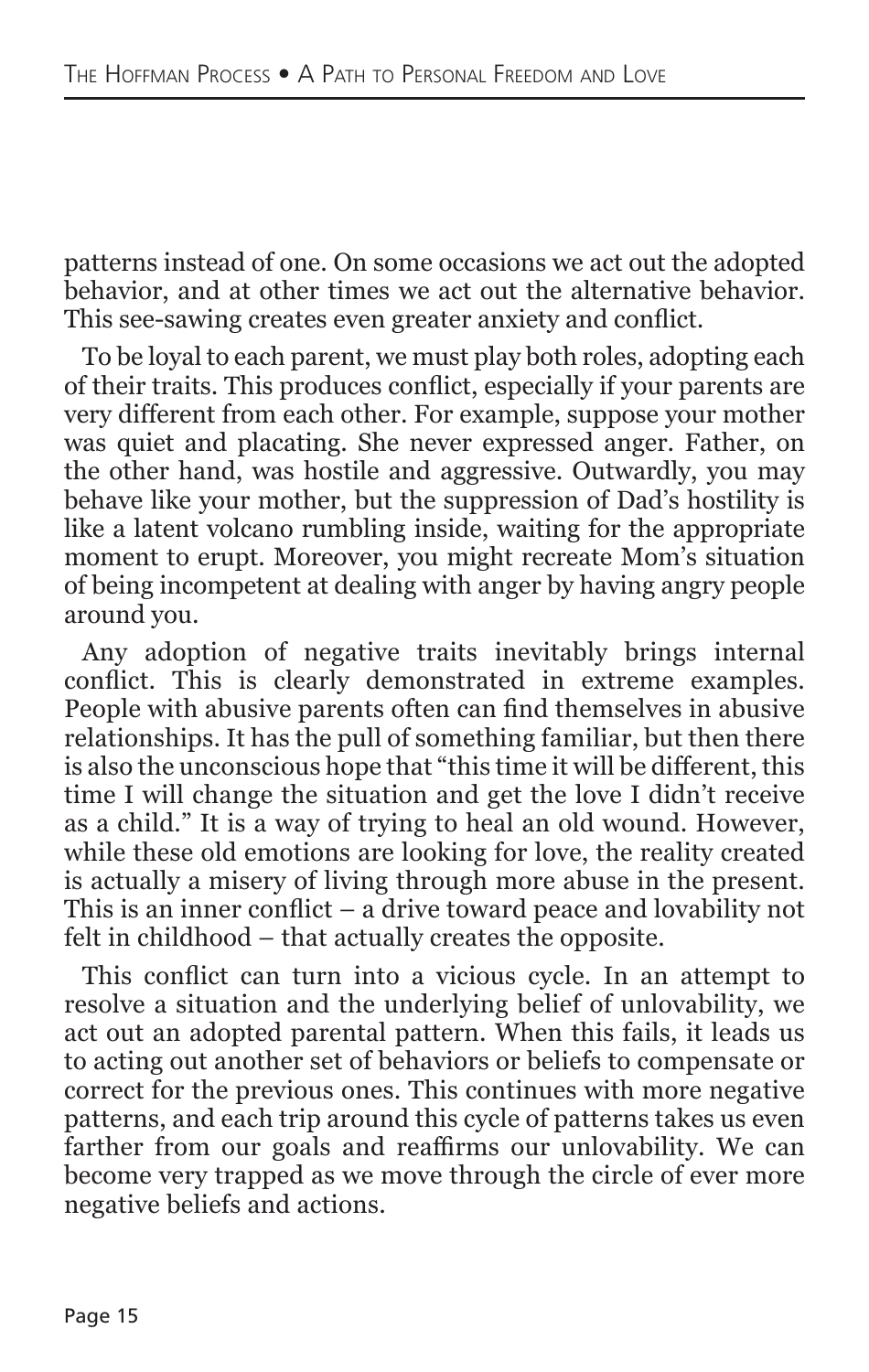patterns instead of one. On some occasions we act out the adopted behavior, and at other times we act out the alternative behavior. This see-sawing creates even greater anxiety and conflict.

To be loyal to each parent, we must play both roles, adopting each of their traits. This produces conflict, especially if your parents are very different from each other. For example, suppose your mother was quiet and placating. She never expressed anger. Father, on the other hand, was hostile and aggressive. Outwardly, you may behave like your mother, but the suppression of Dad's hostility is like a latent volcano rumbling inside, waiting for the appropriate moment to erupt. Moreover, you might recreate Mom's situation of being incompetent at dealing with anger by having angry people around you.

Any adoption of negative traits inevitably brings internal conflict. This is clearly demonstrated in extreme examples. People with abusive parents often can find themselves in abusive relationships. It has the pull of something familiar, but then there is also the unconscious hope that "this time it will be different, this time I will change the situation and get the love I didn't receive as a child." It is a way of trying to heal an old wound. However, while these old emotions are looking for love, the reality created is actually a misery of living through more abuse in the present. This is an inner conflict – a drive toward peace and lovability not felt in childhood – that actually creates the opposite.

This conflict can turn into a vicious cycle. In an attempt to resolve a situation and the underlying belief of unlovability, we act out an adopted parental pattern. When this fails, it leads us to acting out another set of behaviors or beliefs to compensate or correct for the previous ones. This continues with more negative patterns, and each trip around this cycle of patterns takes us even farther from our goals and reaffirms our unlovability. We can become very trapped as we move through the circle of ever more negative beliefs and actions.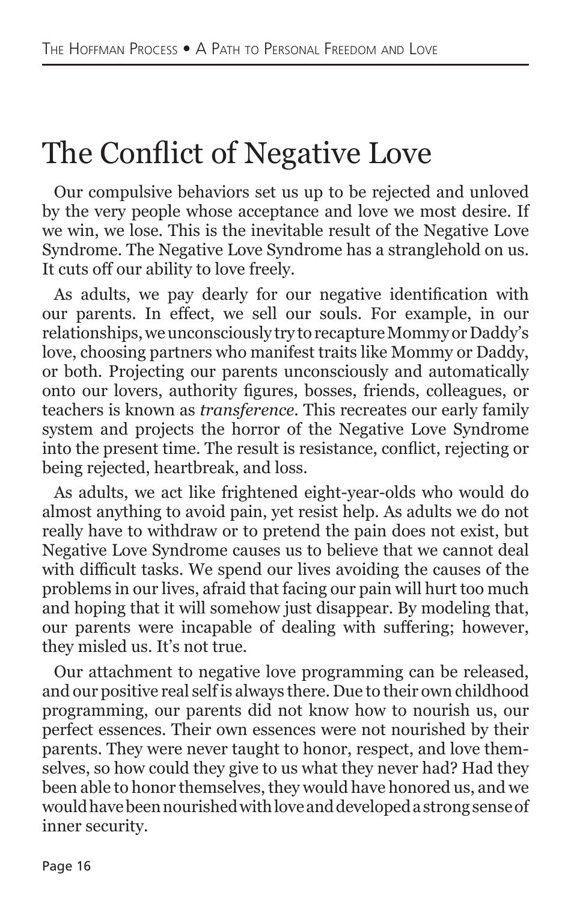# The Conflict of Negative Love

Our compulsive behaviors set us up to be rejected and unloved by the very people whose acceptance and love we most desire. If we win, we lose. This is the inevitable result of the Negative Love Syndrome. The Negative Love Syndrome has a stranglehold on us. It cuts off our ability to love freely.

As adults, we pay dearly for our negative identification with our parents. In effect, we sell our souls. For example, in our relationships, we unconsciously try to recapture Mommy or Daddy's love, choosing partners who manifest traits like Mommy or Daddy, or both. Projecting our parents unconsciously and automatically onto our lovers, authority figures, bosses, friends, colleagues, or teachers is known as *transference*. This recreates our early family system and projects the horror of the Negative Love Syndrome into the present time. The result is resistance, conflict, rejecting or being rejected, heartbreak, and loss.

As adults, we act like frightened eight-year-olds who would do almost anything to avoid pain, yet resist help. As adults we do not really have to withdraw or to pretend the pain does not exist, but Negative Love Syndrome causes us to believe that we cannot deal with difficult tasks. We spend our lives avoiding the causes of the problems in our lives, afraid that facing our pain will hurt too much and hoping that it will somehow just disappear. By modeling that, our parents were incapable of dealing with suffering; however, they misled us. It's not true.

Our attachment to negative love programming can be released, and our positive real self is always there. Due to their own childhood programming, our parents did not know how to nourish us, our perfect essences. Their own essences were not nourished by their parents. They were never taught to honor, respect, and love themselves, so how could they give to us what they never had? Had they been able to honor themselves, they would have honored us, and we would have been nourished with love and developed a strong sense of inner security.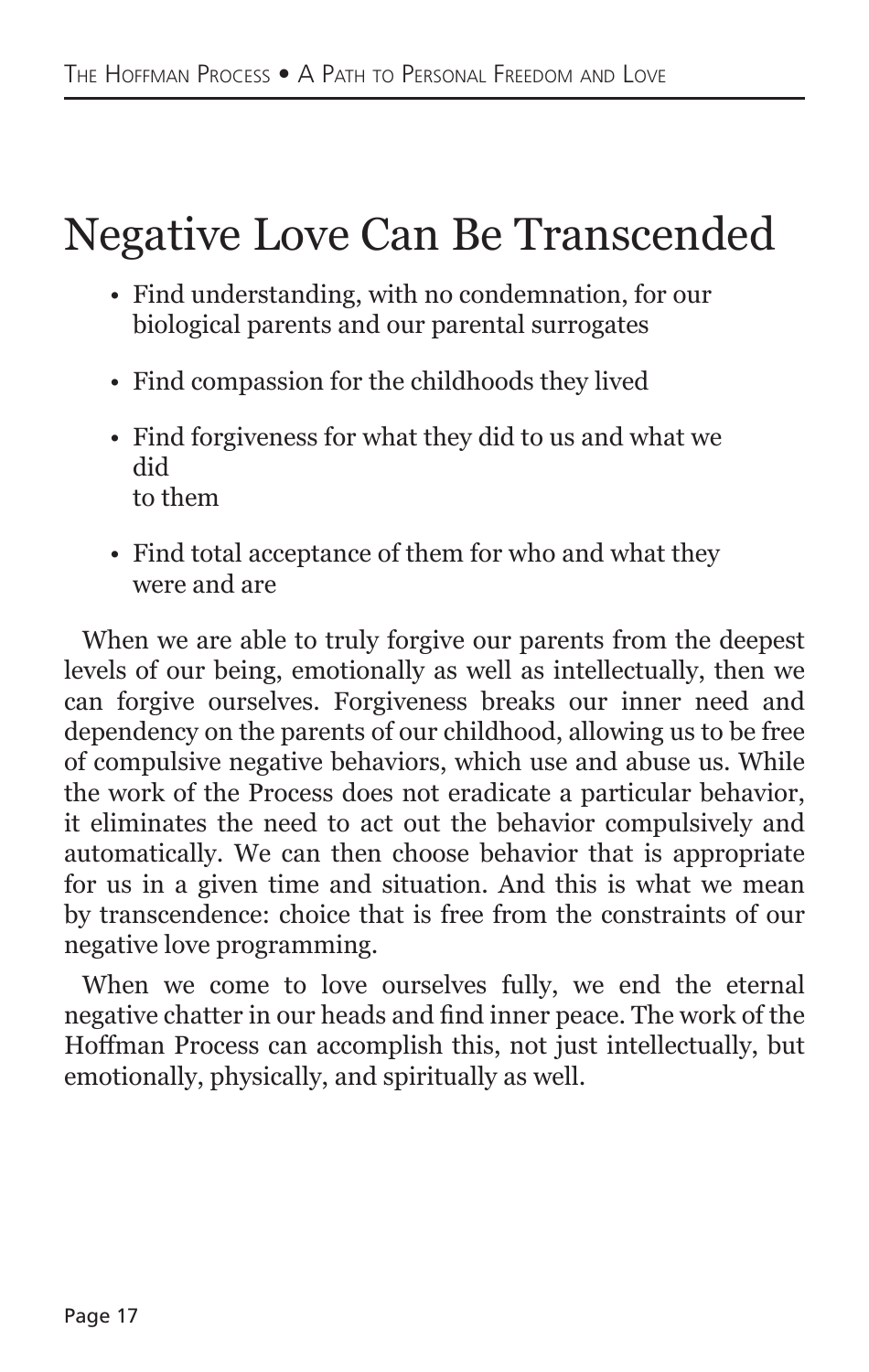# Negative Love Can Be Transcended

- Find understanding, with no condemnation, for our biological parents and our parental surrogates
- Find compassion for the childhoods they lived
- Find forgiveness for what they did to us and what we did to them
- Find total acceptance of them for who and what they were and are

When we are able to truly forgive our parents from the deepest levels of our being, emotionally as well as intellectually, then we can forgive ourselves. Forgiveness breaks our inner need and dependency on the parents of our childhood, allowing us to be free of compulsive negative behaviors, which use and abuse us. While the work of the Process does not eradicate a particular behavior, it eliminates the need to act out the behavior compulsively and automatically. We can then choose behavior that is appropriate for us in a given time and situation. And this is what we mean by transcendence: choice that is free from the constraints of our negative love programming.

When we come to love ourselves fully, we end the eternal negative chatter in our heads and find inner peace. The work of the Hoffman Process can accomplish this, not just intellectually, but emotionally, physically, and spiritually as well.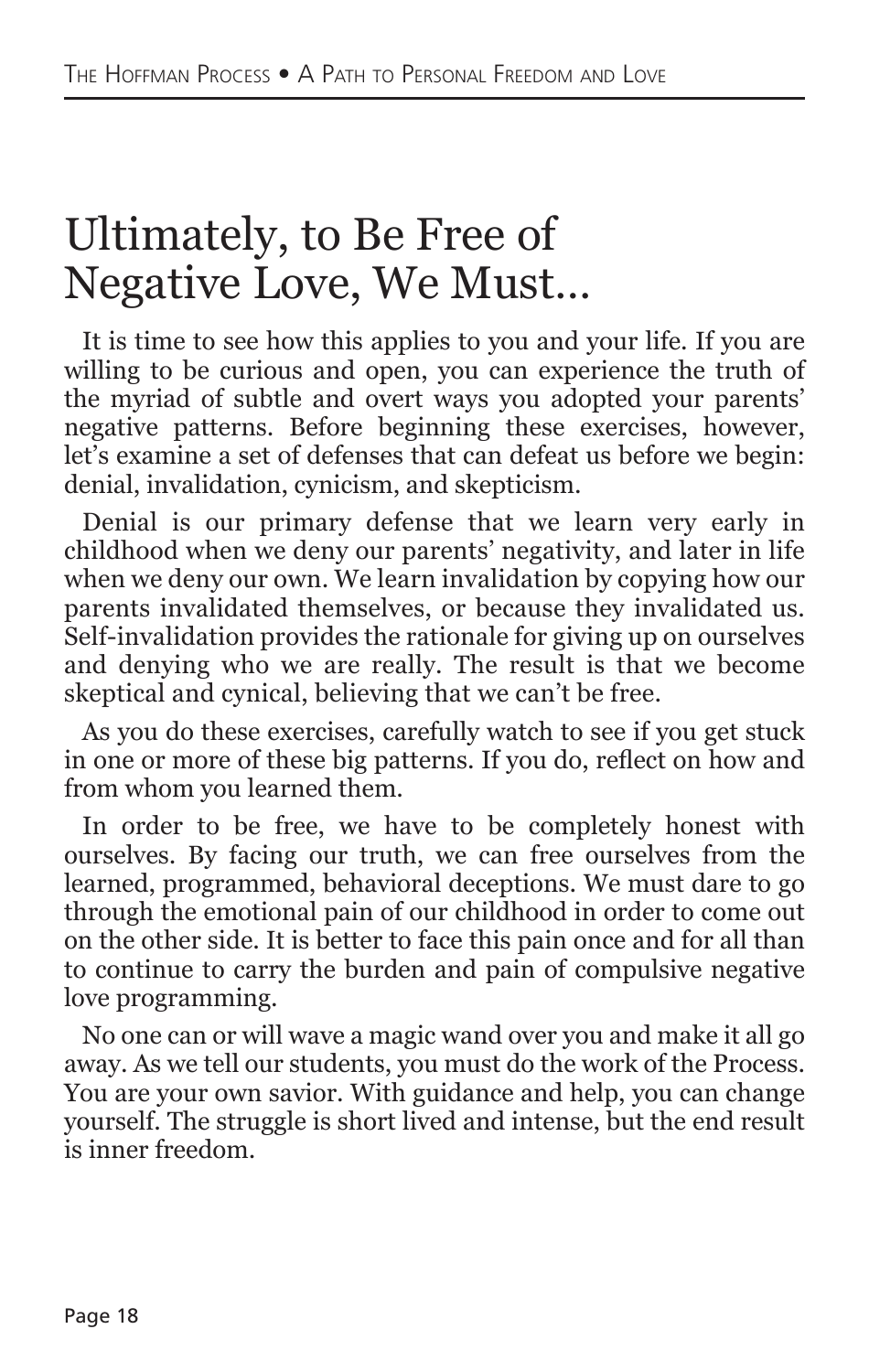# Ultimately, to Be Free of Negative Love, We Must…

It is time to see how this applies to you and your life. If you are willing to be curious and open, you can experience the truth of the myriad of subtle and overt ways you adopted your parents' negative patterns. Before beginning these exercises, however, let's examine a set of defenses that can defeat us before we begin: denial, invalidation, cynicism, and skepticism.

Denial is our primary defense that we learn very early in childhood when we deny our parents' negativity, and later in life when we deny our own. We learn invalidation by copying how our parents invalidated themselves, or because they invalidated us. Self-invalidation provides the rationale for giving up on ourselves and denying who we are really. The result is that we become skeptical and cynical, believing that we can't be free.

As you do these exercises, carefully watch to see if you get stuck in one or more of these big patterns. If you do, reflect on how and from whom you learned them.

In order to be free, we have to be completely honest with ourselves. By facing our truth, we can free ourselves from the learned, programmed, behavioral deceptions. We must dare to go through the emotional pain of our childhood in order to come out on the other side. It is better to face this pain once and for all than to continue to carry the burden and pain of compulsive negative love programming.

No one can or will wave a magic wand over you and make it all go away. As we tell our students, you must do the work of the Process. You are your own savior. With guidance and help, you can change yourself. The struggle is short lived and intense, but the end result is inner freedom.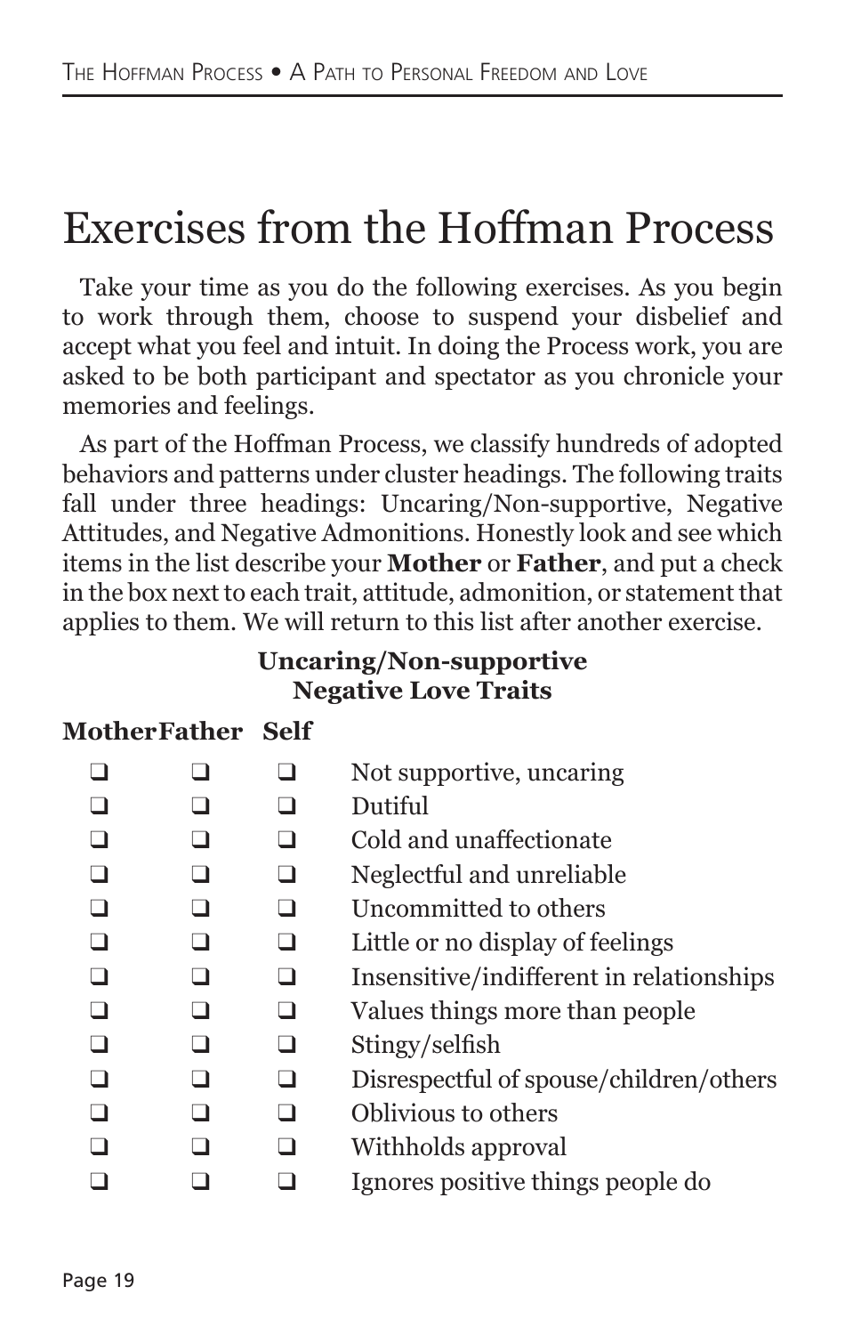# Exercises from the Hoffman Process

Take your time as you do the following exercises. As you begin to work through them, choose to suspend your disbelief and accept what you feel and intuit. In doing the Process work, you are asked to be both participant and spectator as you chronicle your memories and feelings.

As part of the Hoffman Process, we classify hundreds of adopted behaviors and patterns under cluster headings. The following traits fall under three headings: Uncaring/Non-supportive, Negative Attitudes, and Negative Admonitions. Honestly look and see which items in the list describe your **Mother** or **Father**, and put a check in the box next to each trait, attitude, admonition, or statement that applies to them. We will return to this list after another exercise.

**Uncaring/Non-supportive**
**Negative Love Traits**

| Mother | Father | Self | |
|---|---|---|---|
| ❑ | ❑ | ❑ | Not supportive, uncaring |
| ❑ | ❑ | ❑ | Dutiful |
| ❑ | ❑ | ❑ | Cold and unaffectionate |
| ❑ | ❑ | ❑ | Neglectful and unreliable |
| ❑ | ❑ | ❑ | Uncommitted to others |
| ❑ | ❑ | ❑ | Little or no display of feelings |
| ❑ | ❑ | ❑ | Insensitive/indifferent in relationships |
| ❑ | ❑ | ❑ | Values things more than people |
| ❑ | ❑ | ❑ | Stingy/selfish |
| ❑ | ❑ | ❑ | Disrespectful of spouse/children/others |
| ❑ | ❑ | ❑ | Oblivious to others |
| ❑ | ❑ | ❑ | Withholds approval |
| ❑ | ❑ | ❑ | Ignores positive things people do |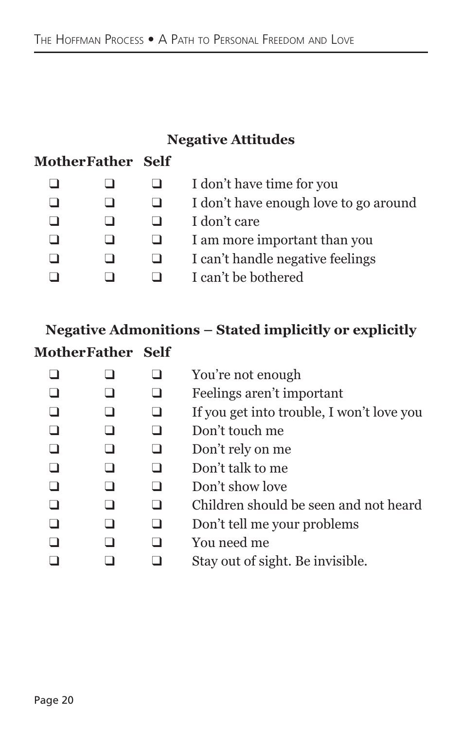## Negative Attitudes

| Mother | Father | Self | |
|---|---|---|---|
| ❑ | ❑ | ❑ | I don't have time for you |
| ❑ | ❑ | ❑ | I don't have enough love to go around |
| ❑ | ❑ | ❑ | I don't care |
| ❑ | ❑ | ❑ | I am more important than you |
| ❑ | ❑ | ❑ | I can't handle negative feelings |
| ❑ | ❑ | ❑ | I can't be bothered |

## Negative Admonitions – Stated implicitly or explicitly

| Mother | Father | Self | |
|---|---|---|---|
| ❑ | ❑ | ❑ | You're not enough |
| ❑ | ❑ | ❑ | Feelings aren't important |
| ❑ | ❑ | ❑ | If you get into trouble, I won't love you |
| ❑ | ❑ | ❑ | Don't touch me |
| ❑ | ❑ | ❑ | Don't rely on me |
| ❑ | ❑ | ❑ | Don't talk to me |
| ❑ | ❑ | ❑ | Don't show love |
| ❑ | ❑ | ❑ | Children should be seen and not heard |
| ❑ | ❑ | ❑ | Don't tell me your problems |
| ❑ | ❑ | ❑ | You need me |
| ❑ | ❑ | ❑ | Stay out of sight. Be invisible. |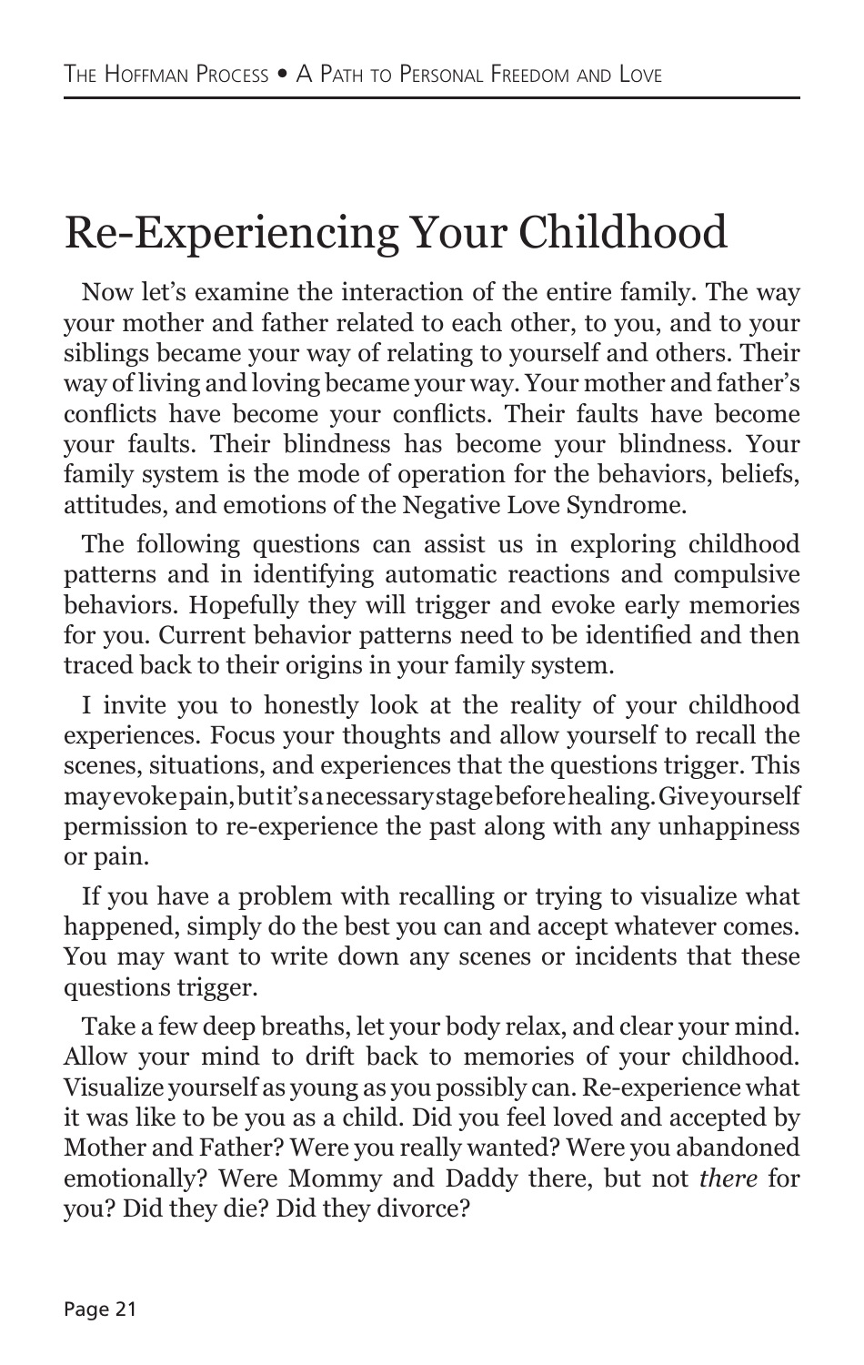# Re-Experiencing Your Childhood

Now let's examine the interaction of the entire family. The way your mother and father related to each other, to you, and to your siblings became your way of relating to yourself and others. Their way of living and loving became your way. Your mother and father's conflicts have become your conflicts. Their faults have become your faults. Their blindness has become your blindness. Your family system is the mode of operation for the behaviors, beliefs, attitudes, and emotions of the Negative Love Syndrome.

The following questions can assist us in exploring childhood patterns and in identifying automatic reactions and compulsive behaviors. Hopefully they will trigger and evoke early memories for you. Current behavior patterns need to be identified and then traced back to their origins in your family system.

I invite you to honestly look at the reality of your childhood experiences. Focus your thoughts and allow yourself to recall the scenes, situations, and experiences that the questions trigger. This may evoke pain, but it's a necessary stage before healing. Give yourself permission to re-experience the past along with any unhappiness or pain.

If you have a problem with recalling or trying to visualize what happened, simply do the best you can and accept whatever comes. You may want to write down any scenes or incidents that these questions trigger.

Take a few deep breaths, let your body relax, and clear your mind. Allow your mind to drift back to memories of your childhood. Visualize yourself as young as you possibly can. Re-experience what it was like to be you as a child. Did you feel loved and accepted by Mother and Father? Were you really wanted? Were you abandoned emotionally? Were Mommy and Daddy there, but not *there* for you? Did they die? Did they divorce?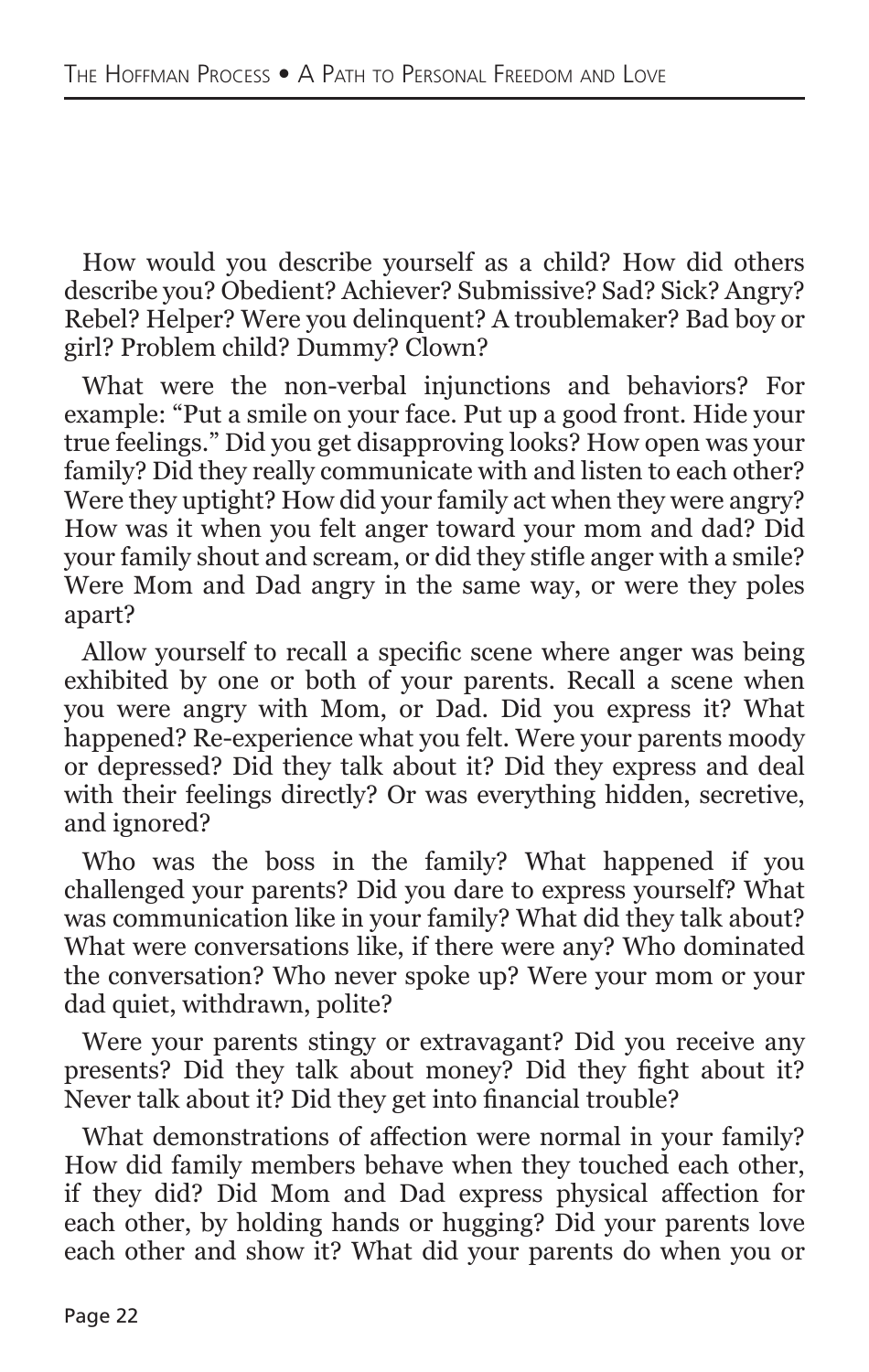How would you describe yourself as a child? How did others describe you? Obedient? Achiever? Submissive? Sad? Sick? Angry? Rebel? Helper? Were you delinquent? A troublemaker? Bad boy or girl? Problem child? Dummy? Clown?

What were the non-verbal injunctions and behaviors? For example: "Put a smile on your face. Put up a good front. Hide your true feelings." Did you get disapproving looks? How open was your family? Did they really communicate with and listen to each other? Were they uptight? How did your family act when they were angry? How was it when you felt anger toward your mom and dad? Did your family shout and scream, or did they stifle anger with a smile? Were Mom and Dad angry in the same way, or were they poles apart?

Allow yourself to recall a specific scene where anger was being exhibited by one or both of your parents. Recall a scene when you were angry with Mom, or Dad. Did you express it? What happened? Re-experience what you felt. Were your parents moody or depressed? Did they talk about it? Did they express and deal with their feelings directly? Or was everything hidden, secretive, and ignored?

Who was the boss in the family? What happened if you challenged your parents? Did you dare to express yourself? What was communication like in your family? What did they talk about? What were conversations like, if there were any? Who dominated the conversation? Who never spoke up? Were your mom or your dad quiet, withdrawn, polite?

Were your parents stingy or extravagant? Did you receive any presents? Did they talk about money? Did they fight about it? Never talk about it? Did they get into financial trouble?

What demonstrations of affection were normal in your family? How did family members behave when they touched each other, if they did? Did Mom and Dad express physical affection for each other, by holding hands or hugging? Did your parents love each other and show it? What did your parents do when you or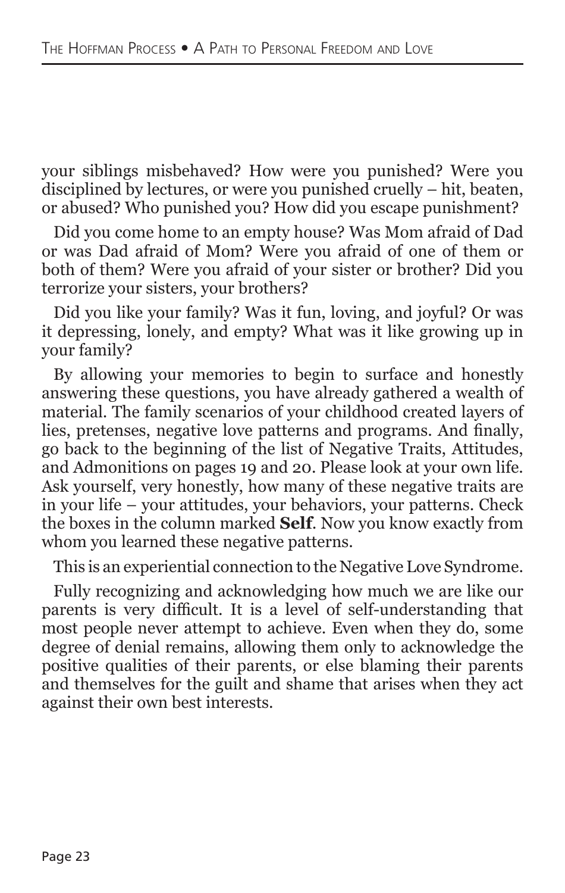your siblings misbehaved? How were you punished? Were you disciplined by lectures, or were you punished cruelly – hit, beaten, or abused? Who punished you? How did you escape punishment?

Did you come home to an empty house? Was Mom afraid of Dad or was Dad afraid of Mom? Were you afraid of one of them or both of them? Were you afraid of your sister or brother? Did you terrorize your sisters, your brothers?

Did you like your family? Was it fun, loving, and joyful? Or was it depressing, lonely, and empty? What was it like growing up in your family?

By allowing your memories to begin to surface and honestly answering these questions, you have already gathered a wealth of material. The family scenarios of your childhood created layers of lies, pretenses, negative love patterns and programs. And finally, go back to the beginning of the list of Negative Traits, Attitudes, and Admonitions on pages 19 and 20. Please look at your own life. Ask yourself, very honestly, how many of these negative traits are in your life – your attitudes, your behaviors, your patterns. Check the boxes in the column marked **Self**. Now you know exactly from whom you learned these negative patterns.

This is an experiential connection to the Negative Love Syndrome.

Fully recognizing and acknowledging how much we are like our parents is very difficult. It is a level of self-understanding that most people never attempt to achieve. Even when they do, some degree of denial remains, allowing them only to acknowledge the positive qualities of their parents, or else blaming their parents and themselves for the guilt and shame that arises when they act against their own best interests.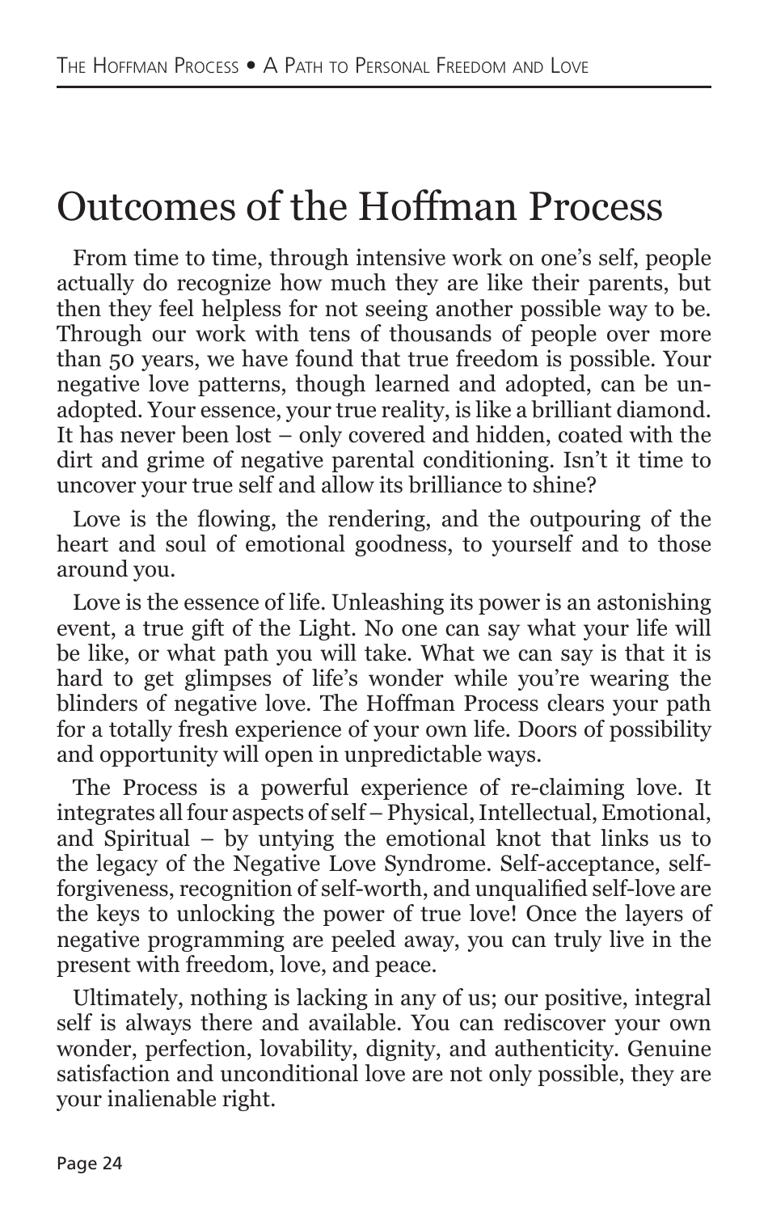# Outcomes of the Hoffman Process

From time to time, through intensive work on one's self, people actually do recognize how much they are like their parents, but then they feel helpless for not seeing another possible way to be. Through our work with tens of thousands of people over more than 50 years, we have found that true freedom is possible. Your negative love patterns, though learned and adopted, can be un-adopted. Your essence, your true reality, is like a brilliant diamond. It has never been lost – only covered and hidden, coated with the dirt and grime of negative parental conditioning. Isn't it time to uncover your true self and allow its brilliance to shine?

Love is the flowing, the rendering, and the outpouring of the heart and soul of emotional goodness, to yourself and to those around you.

Love is the essence of life. Unleashing its power is an astonishing event, a true gift of the Light. No one can say what your life will be like, or what path you will take. What we can say is that it is hard to get glimpses of life's wonder while you're wearing the blinders of negative love. The Hoffman Process clears your path for a totally fresh experience of your own life. Doors of possibility and opportunity will open in unpredictable ways.

The Process is a powerful experience of re-claiming love. It integrates all four aspects of self – Physical, Intellectual, Emotional, and Spiritual – by untying the emotional knot that links us to the legacy of the Negative Love Syndrome. Self-acceptance, self-forgiveness, recognition of self-worth, and unqualified self-love are the keys to unlocking the power of true love! Once the layers of negative programming are peeled away, you can truly live in the present with freedom, love, and peace.

Ultimately, nothing is lacking in any of us; our positive, integral self is always there and available. You can rediscover your own wonder, perfection, lovability, dignity, and authenticity. Genuine satisfaction and unconditional love are not only possible, they are your inalienable right.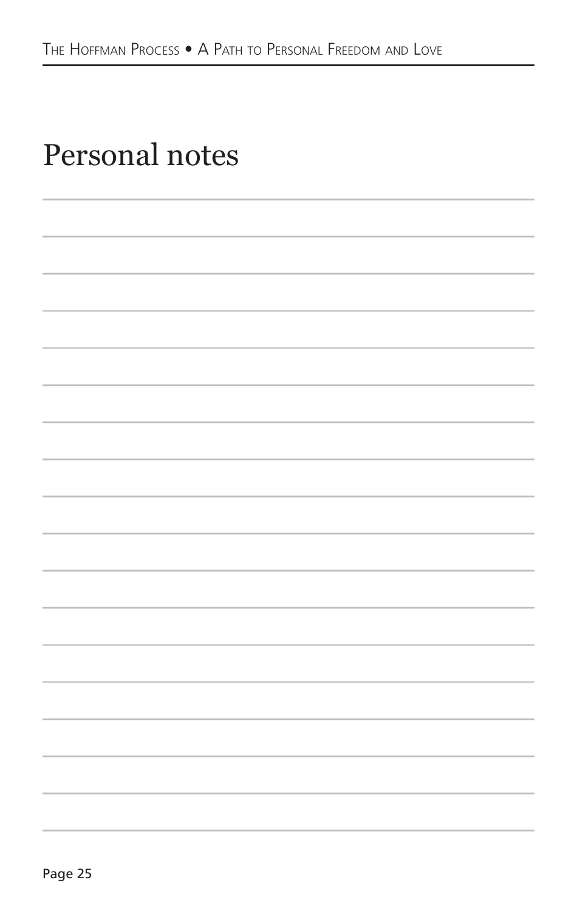# Personal notes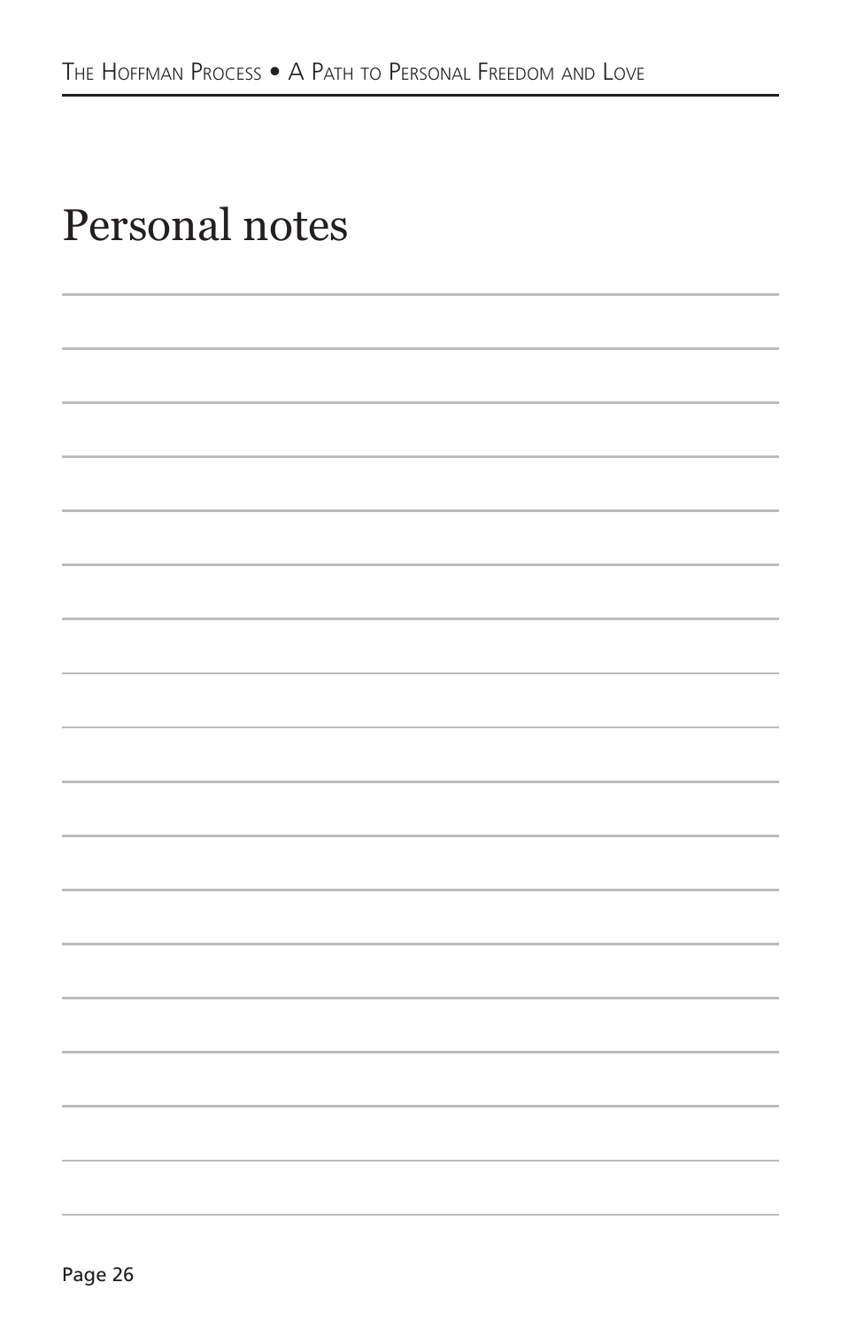# Personal notes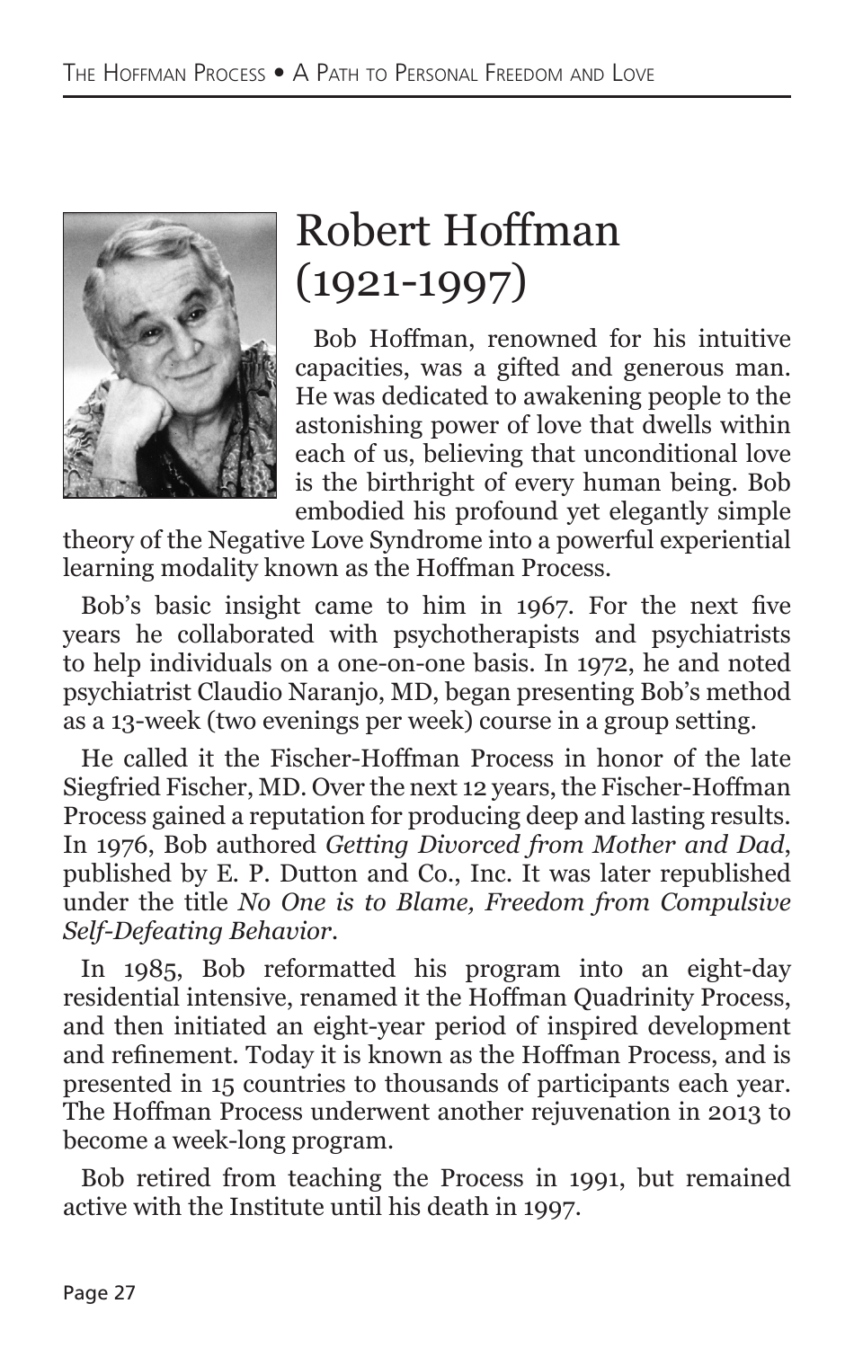# Robert Hoffman (1921-1997)

Bob Hoffman, renowned for his intuitive capacities, was a gifted and generous man. He was dedicated to awakening people to the astonishing power of love that dwells within each of us, believing that unconditional love is the birthright of every human being. Bob embodied his profound yet elegantly simple theory of the Negative Love Syndrome into a powerful experiential learning modality known as the Hoffman Process.

Bob's basic insight came to him in 1967. For the next five years he collaborated with psychotherapists and psychiatrists to help individuals on a one-on-one basis. In 1972, he and noted psychiatrist Claudio Naranjo, MD, began presenting Bob's method as a 13-week (two evenings per week) course in a group setting.

He called it the Fischer-Hoffman Process in honor of the late Siegfried Fischer, MD. Over the next 12 years, the Fischer-Hoffman Process gained a reputation for producing deep and lasting results. In 1976, Bob authored *Getting Divorced from Mother and Dad*, published by E. P. Dutton and Co., Inc. It was later republished under the title *No One is to Blame, Freedom from Compulsive Self-Defeating Behavior*.

In 1985, Bob reformatted his program into an eight-day residential intensive, renamed it the Hoffman Quadrinity Process, and then initiated an eight-year period of inspired development and refinement. Today it is known as the Hoffman Process, and is presented in 15 countries to thousands of participants each year. The Hoffman Process underwent another rejuvenation in 2013 to become a week-long program.

Bob retired from teaching the Process in 1991, but remained active with the Institute until his death in 1997.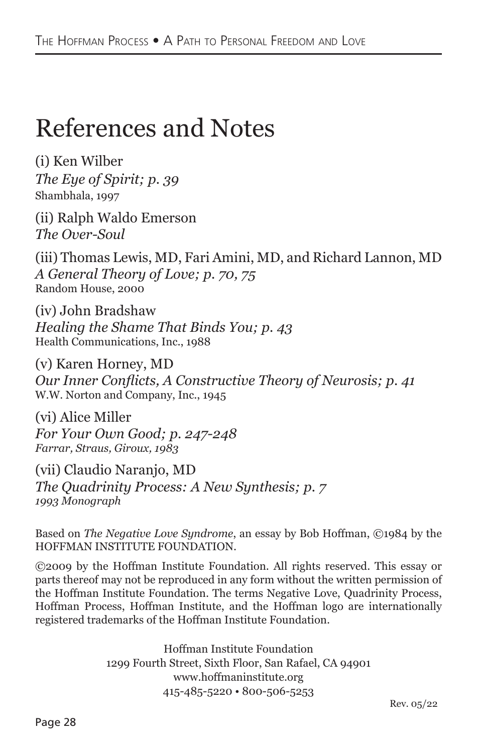# References and Notes

(i) Ken Wilber
*The Eye of Spirit; p. 39*
Shambhala, 1997

(ii) Ralph Waldo Emerson
*The Over-Soul*

(iii) Thomas Lewis, MD, Fari Amini, MD, and Richard Lannon, MD
*A General Theory of Love; p. 70, 75*
Random House, 2000

(iv) John Bradshaw
*Healing the Shame That Binds You; p. 43*
Health Communications, Inc., 1988

(v) Karen Horney, MD
*Our Inner Conflicts, A Constructive Theory of Neurosis; p. 41*
W.W. Norton and Company, Inc., 1945

(vi) Alice Miller
*For Your Own Good; p. 247-248*
*Farrar, Straus, Giroux, 1983*

(vii) Claudio Naranjo, MD
*The Quadrinity Process: A New Synthesis; p. 7*
*1993 Monograph*

Based on *The Negative Love Syndrome*, an essay by Bob Hoffman, ©1984 by the HOFFMAN INSTITUTE FOUNDATION.

©2009 by the Hoffman Institute Foundation. All rights reserved. This essay or parts thereof may not be reproduced in any form without the written permission of the Hoffman Institute Foundation. The terms Negative Love, Quadrinity Process, Hoffman Process, Hoffman Institute, and the Hoffman logo are internationally registered trademarks of the Hoffman Institute Foundation.

Hoffman Institute Foundation
1299 Fourth Street, Sixth Floor, San Rafael, CA 94901
www.hoffmaninstitute.org
415-485-5220 • 800-506-5253

Rev. 05/22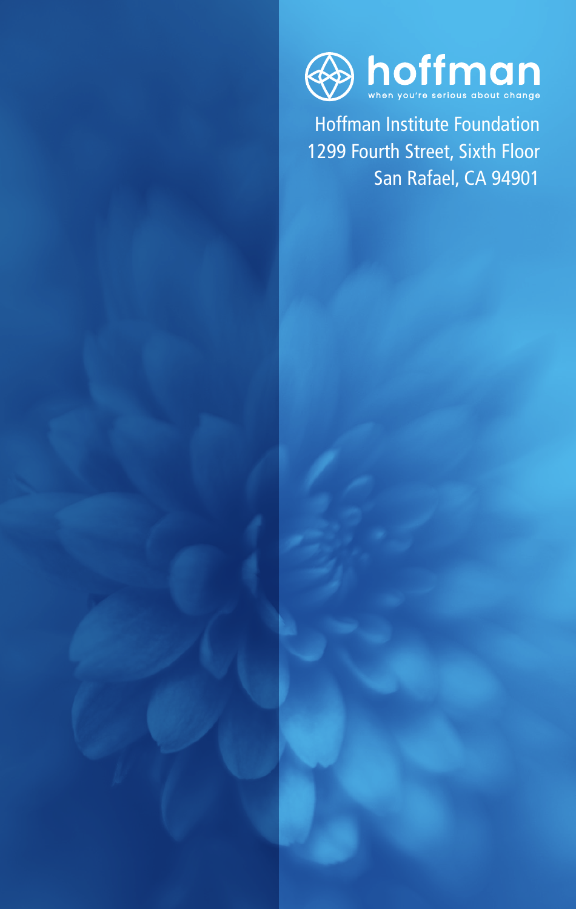hoffman

when you're serious about change

Hoffman Institute Foundation
1299 Fourth Street, Sixth Floor
San Rafael, CA 94901